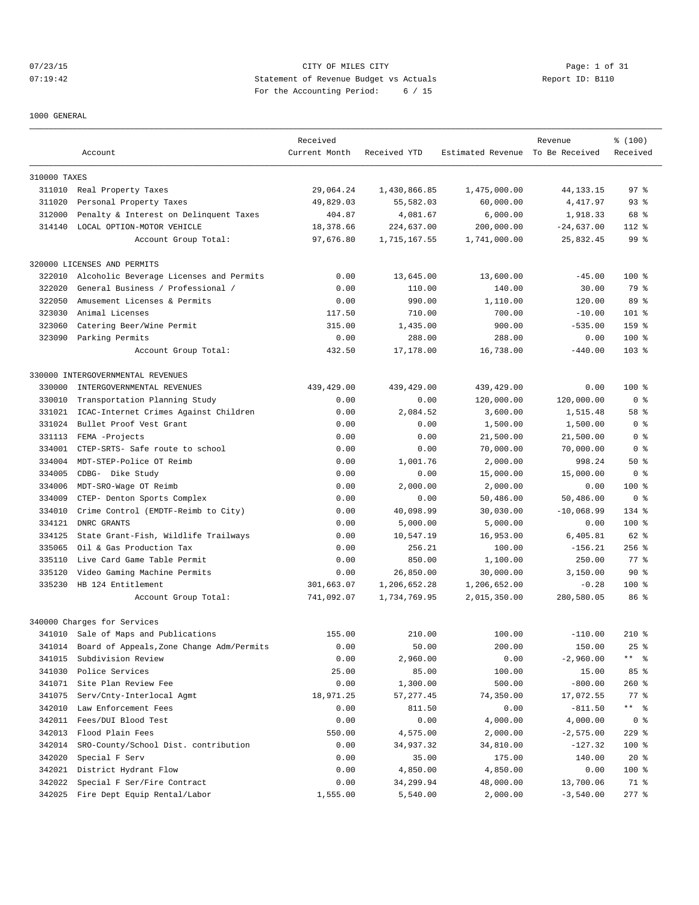# CITY OF MILES CITY

07/23/15 07:19:42

Statement of Revenue Budget vs Actuals

Report ID: B110

For the Accounting Period: 6 / 15

1000 GENERAL

| Account | | Received Current Month | Received YTD | Estimated Revenue | Revenue To Be Received | % (100) Received |
|---|---|---|---|---|---|---|
| 310000 TAXES | | | | | | |
| 311010 | Real Property Taxes | 29,064.24 | 1,430,866.85 | 1,475,000.00 | 44,133.15 | 97 % |
| 311020 | Personal Property Taxes | 49,829.03 | 55,582.03 | 60,000.00 | 4,417.97 | 93 % |
| 312000 | Penalty & Interest on Delinquent Taxes | 404.87 | 4,081.67 | 6,000.00 | 1,918.33 | 68 % |
| 314140 | LOCAL OPTION-MOTOR VEHICLE | 18,378.66 | 224,637.00 | 200,000.00 | -24,637.00 | 112 % |
| | Account Group Total: | 97,676.80 | 1,715,167.55 | 1,741,000.00 | 25,832.45 | 99 % |
| 320000 LICENSES AND PERMITS | | | | | | |
| 322010 | Alcoholic Beverage Licenses and Permits | 0.00 | 13,645.00 | 13,600.00 | -45.00 | 100 % |
| 322020 | General Business / Professional / | 0.00 | 110.00 | 140.00 | 30.00 | 79 % |
| 322050 | Amusement Licenses & Permits | 0.00 | 990.00 | 1,110.00 | 120.00 | 89 % |
| 323030 | Animal Licenses | 117.50 | 710.00 | 700.00 | -10.00 | 101 % |
| 323060 | Catering Beer/Wine Permit | 315.00 | 1,435.00 | 900.00 | -535.00 | 159 % |
| 323090 | Parking Permits | 0.00 | 288.00 | 288.00 | 0.00 | 100 % |
| | Account Group Total: | 432.50 | 17,178.00 | 16,738.00 | -440.00 | 103 % |
| 330000 INTERGOVERNMENTAL REVENUES | | | | | | |
| 330000 | INTERGOVERNMENTAL REVENUES | 439,429.00 | 439,429.00 | 439,429.00 | 0.00 | 100 % |
| 330010 | Transportation Planning Study | 0.00 | 0.00 | 120,000.00 | 120,000.00 | 0 % |
| 331021 | ICAC-Internet Crimes Against Children | 0.00 | 2,084.52 | 3,600.00 | 1,515.48 | 58 % |
| 331024 | Bullet Proof Vest Grant | 0.00 | 0.00 | 1,500.00 | 1,500.00 | 0 % |
| 331113 | FEMA -Projects | 0.00 | 0.00 | 21,500.00 | 21,500.00 | 0 % |
| 334001 | CTEP-SRTS- Safe route to school | 0.00 | 0.00 | 70,000.00 | 70,000.00 | 0 % |
| 334004 | MDT-STEP-Police OT Reimb | 0.00 | 1,001.76 | 2,000.00 | 998.24 | 50 % |
| 334005 | CDBG- Dike Study | 0.00 | 0.00 | 15,000.00 | 15,000.00 | 0 % |
| 334006 | MDT-SRO-Wage OT Reimb | 0.00 | 2,000.00 | 2,000.00 | 0.00 | 100 % |
| 334009 | CTEP- Denton Sports Complex | 0.00 | 0.00 | 50,486.00 | 50,486.00 | 0 % |
| 334010 | Crime Control (EMDTF-Reimb to City) | 0.00 | 40,098.99 | 30,030.00 | -10,068.99 | 134 % |
| 334121 | DNRC GRANTS | 0.00 | 5,000.00 | 5,000.00 | 0.00 | 100 % |
| 334125 | State Grant-Fish, Wildlife Trailways | 0.00 | 10,547.19 | 16,953.00 | 6,405.81 | 62 % |
| 335065 | Oil & Gas Production Tax | 0.00 | 256.21 | 100.00 | -156.21 | 256 % |
| 335110 | Live Card Game Table Permit | 0.00 | 850.00 | 1,100.00 | 250.00 | 77 % |
| 335120 | Video Gaming Machine Permits | 0.00 | 26,850.00 | 30,000.00 | 3,150.00 | 90 % |
| 335230 | HB 124 Entitlement | 301,663.07 | 1,206,652.28 | 1,206,652.00 | -0.28 | 100 % |
| | Account Group Total: | 741,092.07 | 1,734,769.95 | 2,015,350.00 | 280,580.05 | 86 % |
| 340000 Charges for Services | | | | | | |
| 341010 | Sale of Maps and Publications | 155.00 | 210.00 | 100.00 | -110.00 | 210 % |
| 341014 | Board of Appeals,Zone Change Adm/Permits | 0.00 | 50.00 | 200.00 | 150.00 | 25 % |
| 341015 | Subdivision Review | 0.00 | 2,960.00 | 0.00 | -2,960.00 | ** % |
| 341030 | Police Services | 25.00 | 85.00 | 100.00 | 15.00 | 85 % |
| 341071 | Site Plan Review Fee | 0.00 | 1,300.00 | 500.00 | -800.00 | 260 % |
| 341075 | Serv/Cnty-Interlocal Agmt | 18,971.25 | 57,277.45 | 74,350.00 | 17,072.55 | 77 % |
| 342010 | Law Enforcement Fees | 0.00 | 811.50 | 0.00 | -811.50 | ** % |
| 342011 | Fees/DUI Blood Test | 0.00 | 0.00 | 4,000.00 | 4,000.00 | 0 % |
| 342013 | Flood Plain Fees | 550.00 | 4,575.00 | 2,000.00 | -2,575.00 | 229 % |
| 342014 | SRO-County/School Dist. contribution | 0.00 | 34,937.32 | 34,810.00 | -127.32 | 100 % |
| 342020 | Special F Serv | 0.00 | 35.00 | 175.00 | 140.00 | 20 % |
| 342021 | District Hydrant Flow | 0.00 | 4,850.00 | 4,850.00 | 0.00 | 100 % |
| 342022 | Special F Ser/Fire Contract | 0.00 | 34,299.94 | 48,000.00 | 13,700.06 | 71 % |
| 342025 | Fire Dept Equip Rental/Labor | 1,555.00 | 5,540.00 | 2,000.00 | -3,540.00 | 277 % |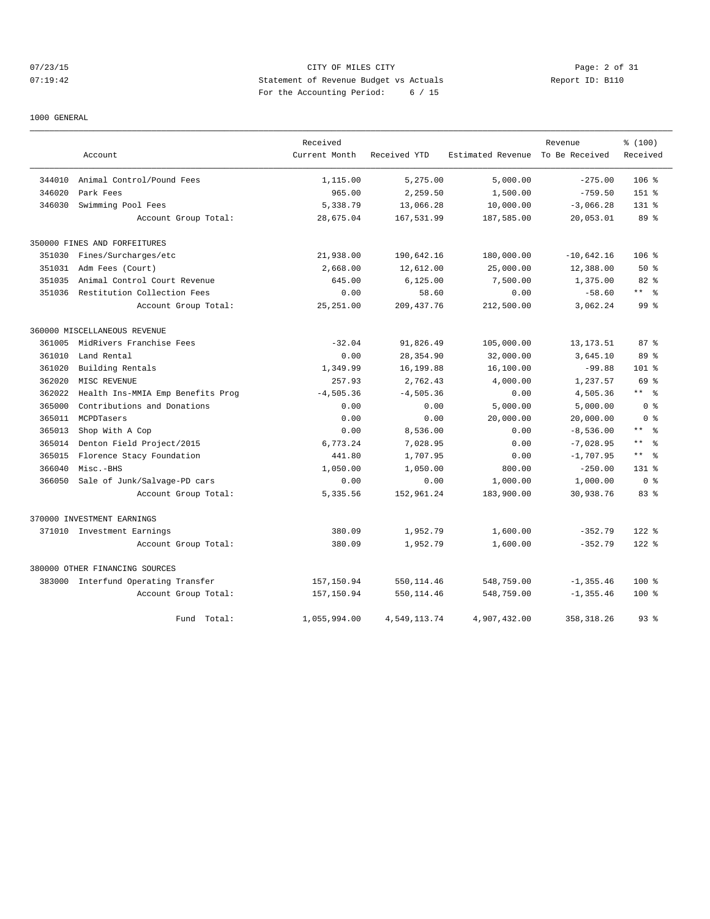CITY OF MILES CITY
Statement of Revenue Budget vs Actuals
For the Accounting Period: 6 / 15

07/23/15
07:19:42

Report ID: B110

1000 GENERAL

| | Account | Received Current Month | Received YTD | Estimated Revenue | Revenue To Be Received | % (100) Received |
|---|---|---|---|---|---|---|
| 344010 | Animal Control/Pound Fees | 1,115.00 | 5,275.00 | 5,000.00 | -275.00 | 106 % |
| 346020 | Park Fees | 965.00 | 2,259.50 | 1,500.00 | -759.50 | 151 % |
| 346030 | Swimming Pool Fees | 5,338.79 | 13,066.28 | 10,000.00 | -3,066.28 | 131 % |
| | Account Group Total: | 28,675.04 | 167,531.99 | 187,585.00 | 20,053.01 | 89 % |
| 350000 FINES AND FORFEITURES | | | | | | |
| 351030 | Fines/Surcharges/etc | 21,938.00 | 190,642.16 | 180,000.00 | -10,642.16 | 106 % |
| 351031 | Adm Fees (Court) | 2,668.00 | 12,612.00 | 25,000.00 | 12,388.00 | 50 % |
| 351035 | Animal Control Court Revenue | 645.00 | 6,125.00 | 7,500.00 | 1,375.00 | 82 % |
| 351036 | Restitution Collection Fees | 0.00 | 58.60 | 0.00 | -58.60 | ** % |
| | Account Group Total: | 25,251.00 | 209,437.76 | 212,500.00 | 3,062.24 | 99 % |
| 360000 MISCELLANEOUS REVENUE | | | | | | |
| 361005 | MidRivers Franchise Fees | -32.04 | 91,826.49 | 105,000.00 | 13,173.51 | 87 % |
| 361010 | Land Rental | 0.00 | 28,354.90 | 32,000.00 | 3,645.10 | 89 % |
| 361020 | Building Rentals | 1,349.99 | 16,199.88 | 16,100.00 | -99.88 | 101 % |
| 362020 | MISC REVENUE | 257.93 | 2,762.43 | 4,000.00 | 1,237.57 | 69 % |
| 362022 | Health Ins-MMIA Emp Benefits Prog | -4,505.36 | -4,505.36 | 0.00 | 4,505.36 | ** % |
| 365000 | Contributions and Donations | 0.00 | 0.00 | 5,000.00 | 5,000.00 | 0 % |
| 365011 | MCPDTasers | 0.00 | 0.00 | 20,000.00 | 20,000.00 | 0 % |
| 365013 | Shop With A Cop | 0.00 | 8,536.00 | 0.00 | -8,536.00 | ** % |
| 365014 | Denton Field Project/2015 | 6,773.24 | 7,028.95 | 0.00 | -7,028.95 | ** % |
| 365015 | Florence Stacy Foundation | 441.80 | 1,707.95 | 0.00 | -1,707.95 | ** % |
| 366040 | Misc.-BHS | 1,050.00 | 1,050.00 | 800.00 | -250.00 | 131 % |
| 366050 | Sale of Junk/Salvage-PD cars | 0.00 | 0.00 | 1,000.00 | 1,000.00 | 0 % |
| | Account Group Total: | 5,335.56 | 152,961.24 | 183,900.00 | 30,938.76 | 83 % |
| 370000 INVESTMENT EARNINGS | | | | | | |
| 371010 | Investment Earnings | 380.09 | 1,952.79 | 1,600.00 | -352.79 | 122 % |
| | Account Group Total: | 380.09 | 1,952.79 | 1,600.00 | -352.79 | 122 % |
| 380000 OTHER FINANCING SOURCES | | | | | | |
| 383000 | Interfund Operating Transfer | 157,150.94 | 550,114.46 | 548,759.00 | -1,355.46 | 100 % |
| | Account Group Total: | 157,150.94 | 550,114.46 | 548,759.00 | -1,355.46 | 100 % |
| | Fund Total: | 1,055,994.00 | 4,549,113.74 | 4,907,432.00 | 358,318.26 | 93 % |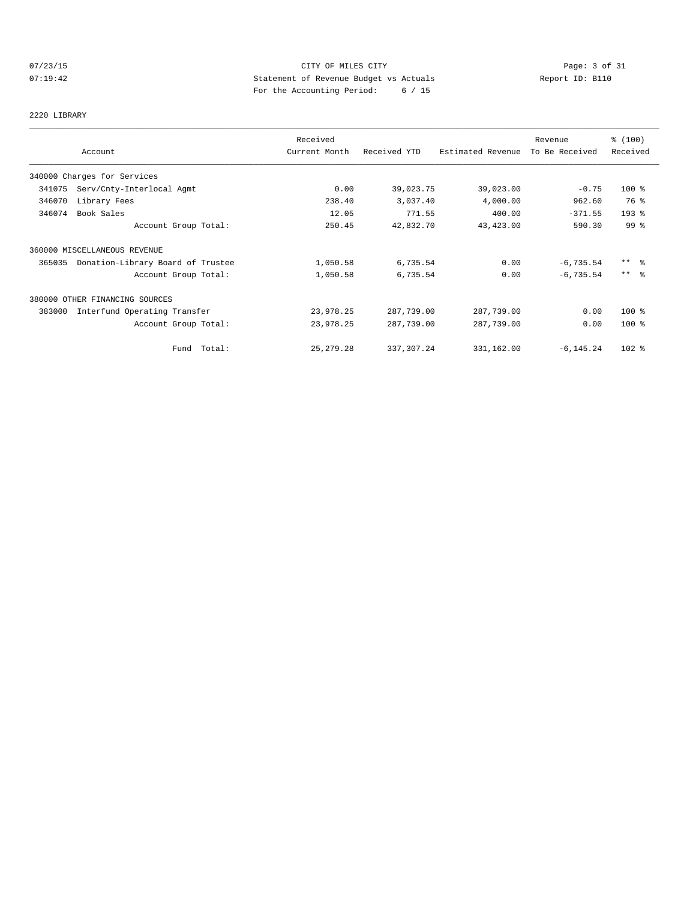CITY OF MILES CITY
Statement of Revenue Budget vs Actuals
For the Accounting Period: 6 / 15

07/23/15
07:19:42

Report ID: B110

2220 LIBRARY

| Account | Received Current Month | Received YTD | Estimated Revenue | Revenue To Be Received | % (100) Received |
|---|---|---|---|---|---|
| 340000 Charges for Services | | | | | |
| 341075 Serv/Cnty-Interlocal Agmt | 0.00 | 39,023.75 | 39,023.00 | -0.75 | 100 % |
| 346070 Library Fees | 238.40 | 3,037.40 | 4,000.00 | 962.60 | 76 % |
| 346074 Book Sales | 12.05 | 771.55 | 400.00 | -371.55 | 193 % |
| Account Group Total: | 250.45 | 42,832.70 | 43,423.00 | 590.30 | 99 % |
| 360000 MISCELLANEOUS REVENUE | | | | | |
| 365035 Donation-Library Board of Trustee | 1,050.58 | 6,735.54 | 0.00 | -6,735.54 | ** % |
| Account Group Total: | 1,050.58 | 6,735.54 | 0.00 | -6,735.54 | ** % |
| 380000 OTHER FINANCING SOURCES | | | | | |
| 383000 Interfund Operating Transfer | 23,978.25 | 287,739.00 | 287,739.00 | 0.00 | 100 % |
| Account Group Total: | 23,978.25 | 287,739.00 | 287,739.00 | 0.00 | 100 % |
| Fund Total: | 25,279.28 | 337,307.24 | 331,162.00 | -6,145.24 | 102 % |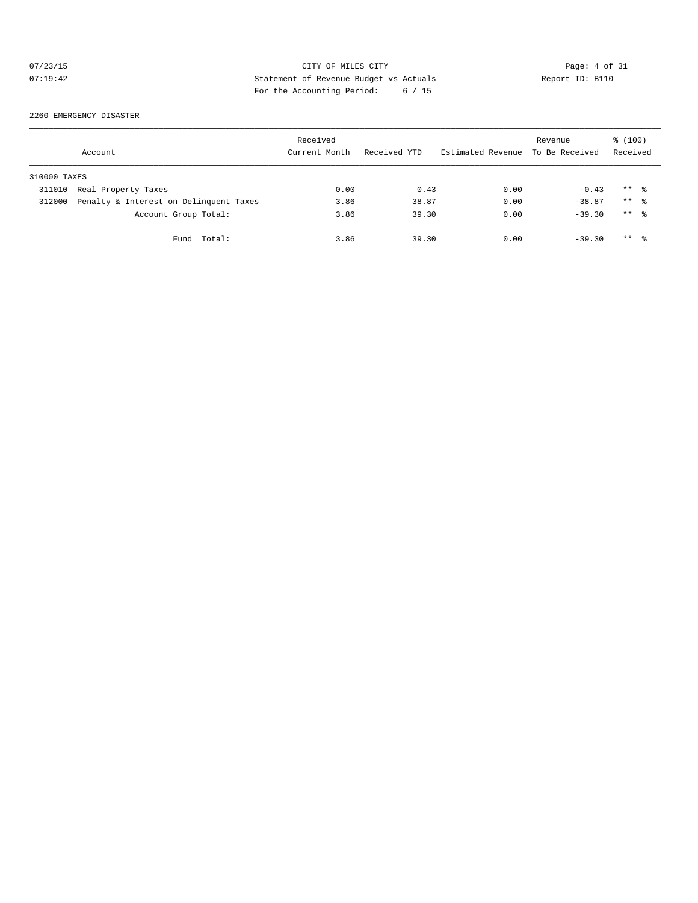CITY OF MILES CITY
Statement of Revenue Budget vs Actuals
For the Accounting Period: 6 / 15

07/23/15
07:19:42

Report ID: B110

2260 EMERGENCY DISASTER

| Account | Received Current Month | Received YTD | Estimated Revenue | Revenue To Be Received | % (100) Received |
|---|---|---|---|---|---|
| 310000 TAXES | | | | | |
| 311010 Real Property Taxes | 0.00 | 0.43 | 0.00 | -0.43 | ** % |
| 312000 Penalty & Interest on Delinquent Taxes | 3.86 | 38.87 | 0.00 | -38.87 | ** % |
| Account Group Total: | 3.86 | 39.30 | 0.00 | -39.30 | ** % |
| Fund Total: | 3.86 | 39.30 | 0.00 | -39.30 | ** % |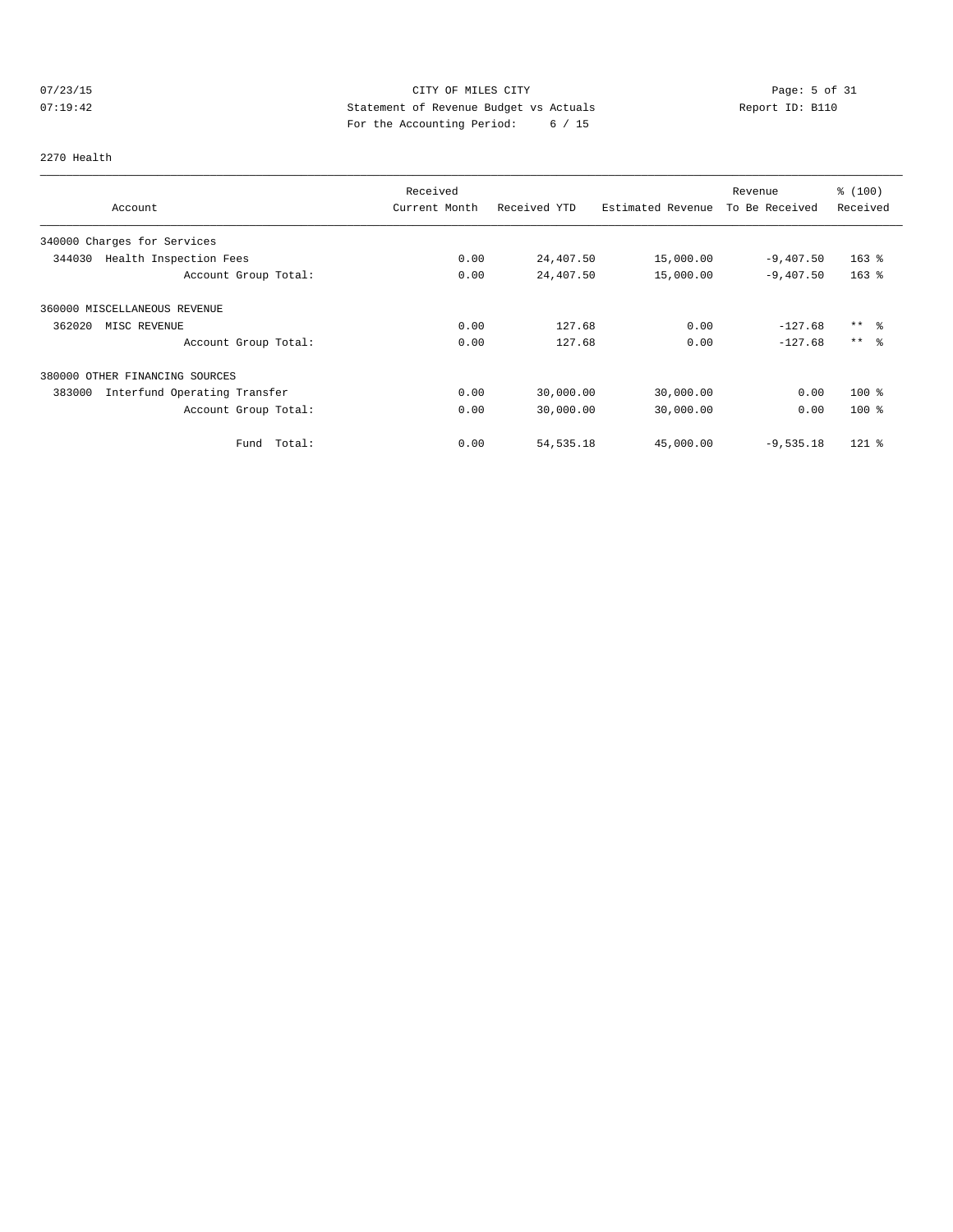CITY OF MILES CITY

Statement of Revenue Budget vs Actuals

For the Accounting Period: 6 / 15

07/23/15 07:19:42

Report ID: B110

## 2270 Health

| Account | Received Current Month | Received YTD | Estimated Revenue | Revenue To Be Received | % (100) Received |
|---|---|---|---|---|---|
| 340000 Charges for Services | | | | | |
| 344030 Health Inspection Fees | 0.00 | 24,407.50 | 15,000.00 | -9,407.50 | 163 % |
| Account Group Total: | 0.00 | 24,407.50 | 15,000.00 | -9,407.50 | 163 % |
| 360000 MISCELLANEOUS REVENUE | | | | | |
| 362020 MISC REVENUE | 0.00 | 127.68 | 0.00 | -127.68 | ** % |
| Account Group Total: | 0.00 | 127.68 | 0.00 | -127.68 | ** % |
| 380000 OTHER FINANCING SOURCES | | | | | |
| 383000 Interfund Operating Transfer | 0.00 | 30,000.00 | 30,000.00 | 0.00 | 100 % |
| Account Group Total: | 0.00 | 30,000.00 | 30,000.00 | 0.00 | 100 % |
| Fund Total: | 0.00 | 54,535.18 | 45,000.00 | -9,535.18 | 121 % |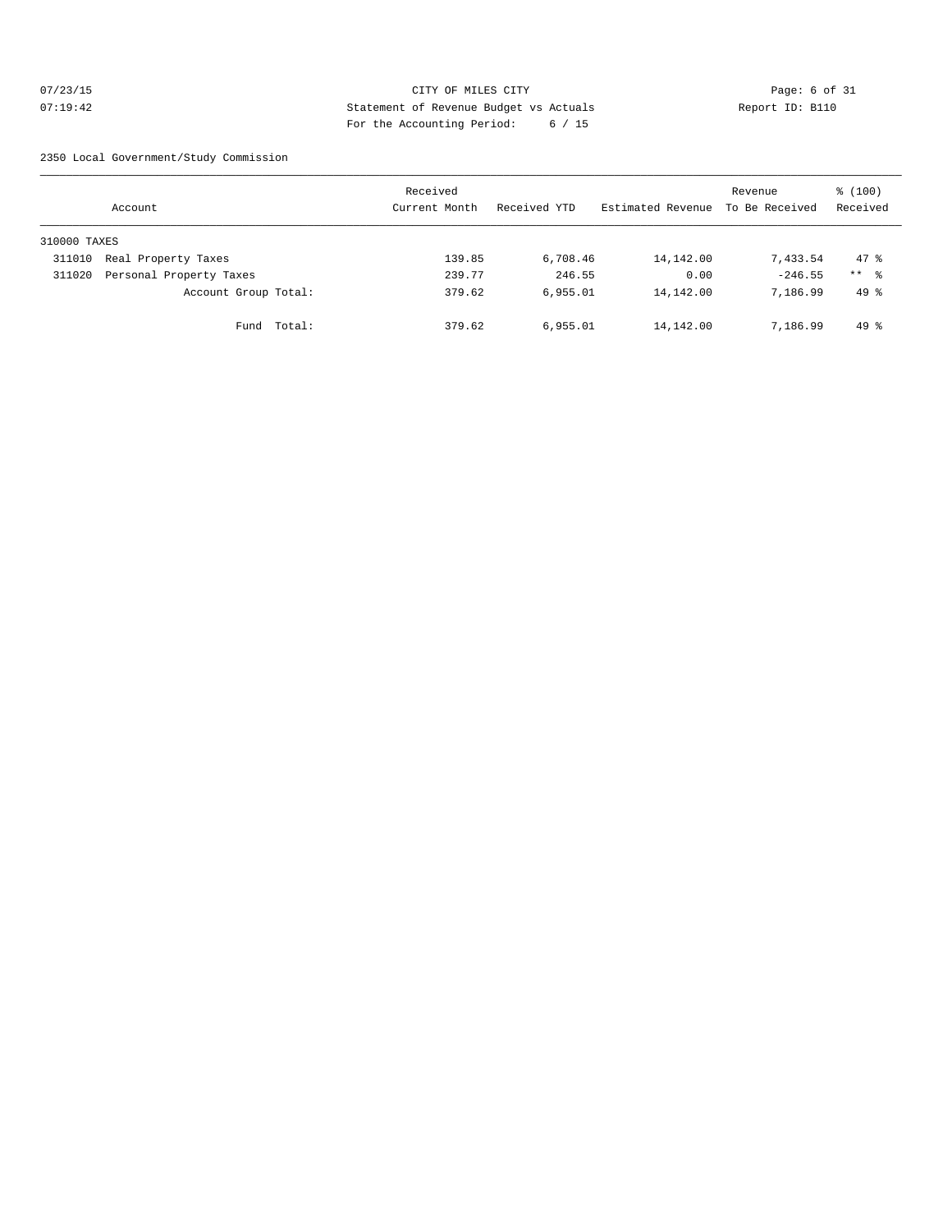CITY OF MILES CITY
Statement of Revenue Budget vs Actuals
For the Accounting Period: 6 / 15

07/23/15
07:19:42

Report ID: B110

2350 Local Government/Study Commission

| Account | | Received Current Month | Received YTD | Estimated Revenue | Revenue To Be Received | % (100) Received |
|---|---|---|---|---|---|---|
| 310000 TAXES | | | | | | |
| 311010 | Real Property Taxes | 139.85 | 6,708.46 | 14,142.00 | 7,433.54 | 47 % |
| 311020 | Personal Property Taxes | 239.77 | 246.55 | 0.00 | -246.55 | ** % |
| | Account Group Total: | 379.62 | 6,955.01 | 14,142.00 | 7,186.99 | 49 % |
| | Fund Total: | 379.62 | 6,955.01 | 14,142.00 | 7,186.99 | 49 % |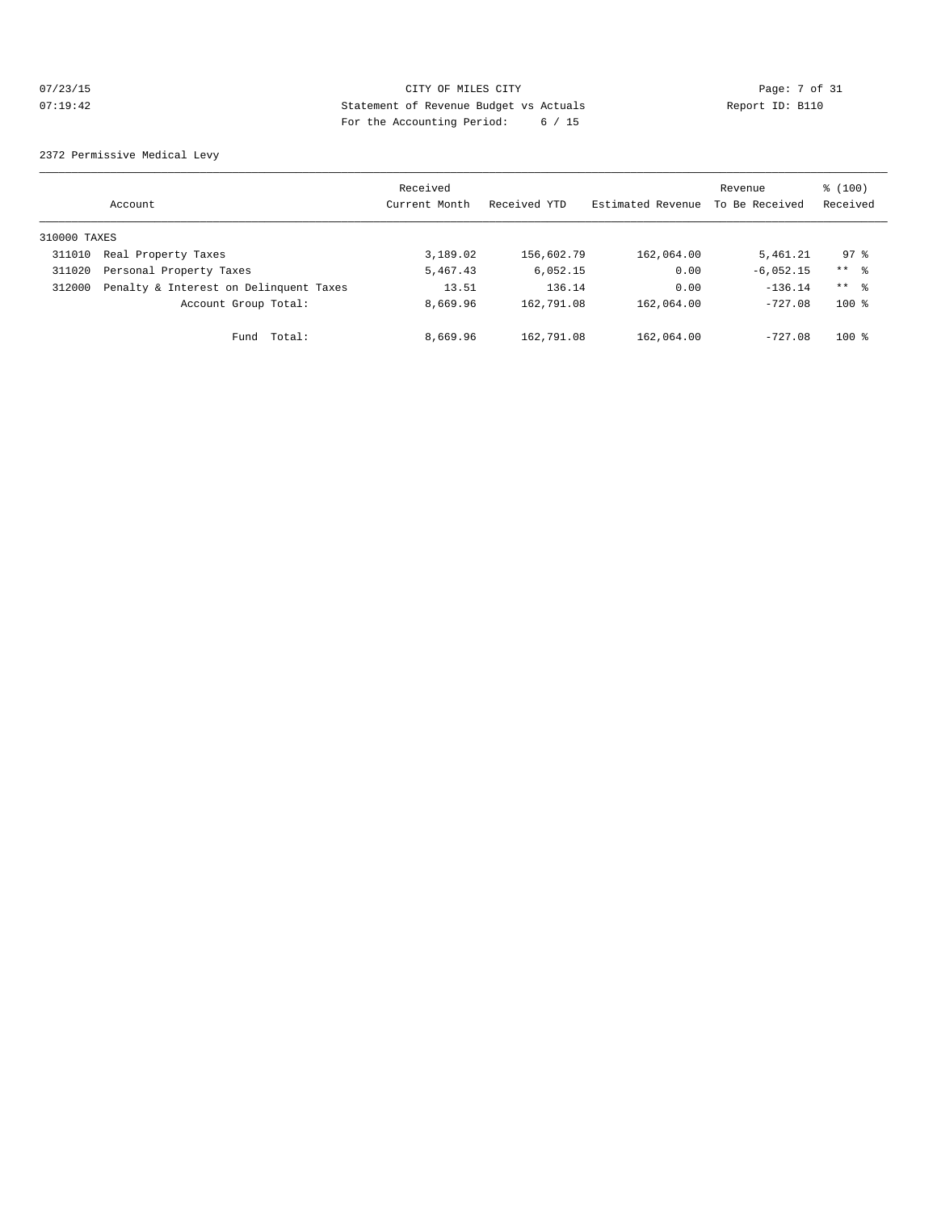CITY OF MILES CITY

Statement of Revenue Budget vs Actuals

For the Accounting Period: 6 / 15

07/23/15 07:19:42 Report ID: B110

2372 Permissive Medical Levy

| Account | | Received Current Month | Received YTD | Estimated Revenue | Revenue To Be Received | % (100) Received |
|---|---|---|---|---|---|---|
| 310000 TAXES | | | | | | |
| 311010 | Real Property Taxes | 3,189.02 | 156,602.79 | 162,064.00 | 5,461.21 | 97 % |
| 311020 | Personal Property Taxes | 5,467.43 | 6,052.15 | 0.00 | -6,052.15 | ** % |
| 312000 | Penalty & Interest on Delinquent Taxes | 13.51 | 136.14 | 0.00 | -136.14 | ** % |
| | Account Group Total: | 8,669.96 | 162,791.08 | 162,064.00 | -727.08 | 100 % |
| | Fund Total: | 8,669.96 | 162,791.08 | 162,064.00 | -727.08 | 100 % |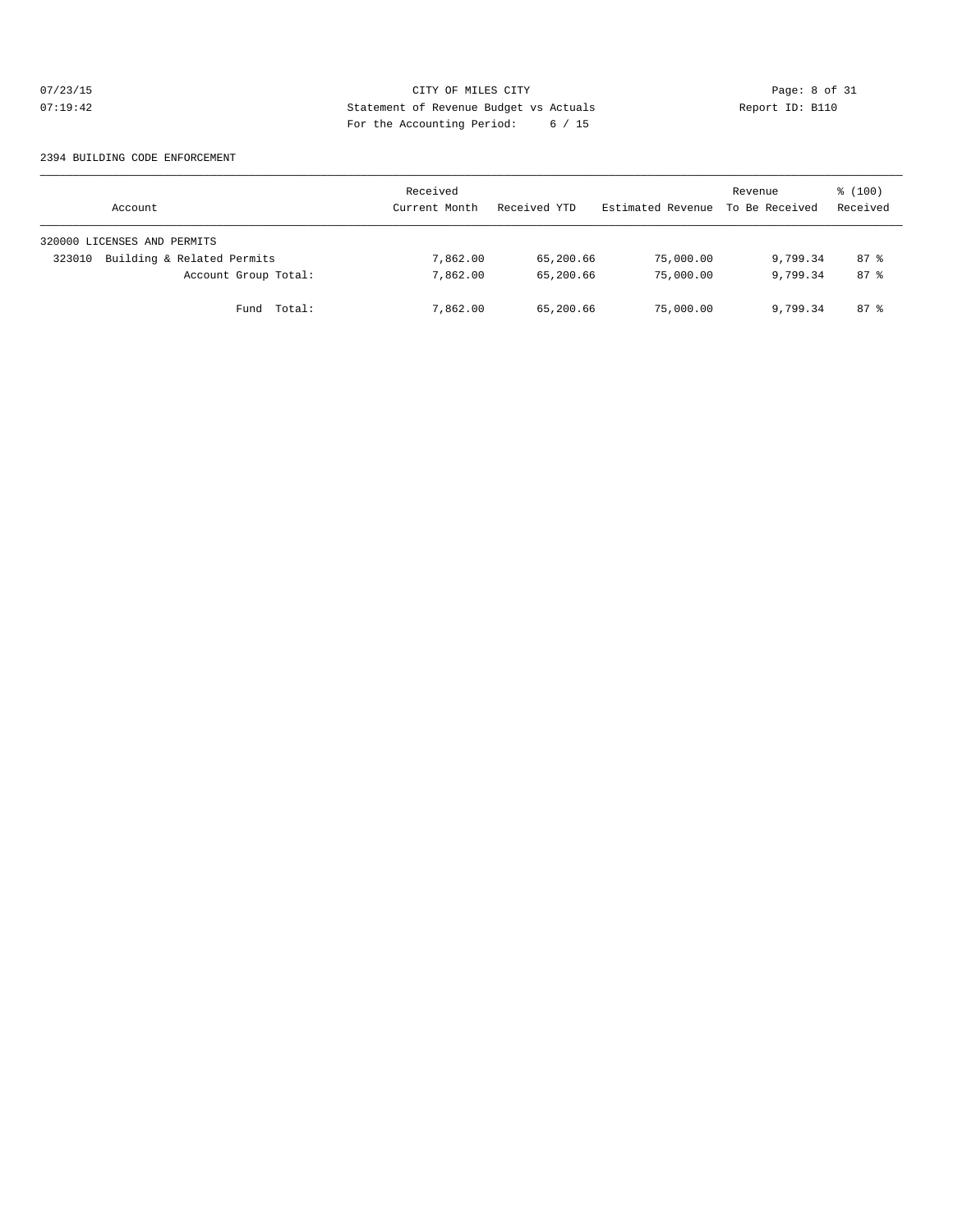CITY OF MILES CITY
Statement of Revenue Budget vs Actuals
For the Accounting Period: 6 / 15

07/23/15
07:19:42

Report ID: B110

2394 BUILDING CODE ENFORCEMENT

| Account | Received Current Month | Received YTD | Estimated Revenue | Revenue To Be Received | % (100) Received |
|---|---|---|---|---|---|
| 320000 LICENSES AND PERMITS | | | | | |
| 323010 Building & Related Permits | 7,862.00 | 65,200.66 | 75,000.00 | 9,799.34 | 87 % |
| Account Group Total: | 7,862.00 | 65,200.66 | 75,000.00 | 9,799.34 | 87 % |
| Fund Total: | 7,862.00 | 65,200.66 | 75,000.00 | 9,799.34 | 87 % |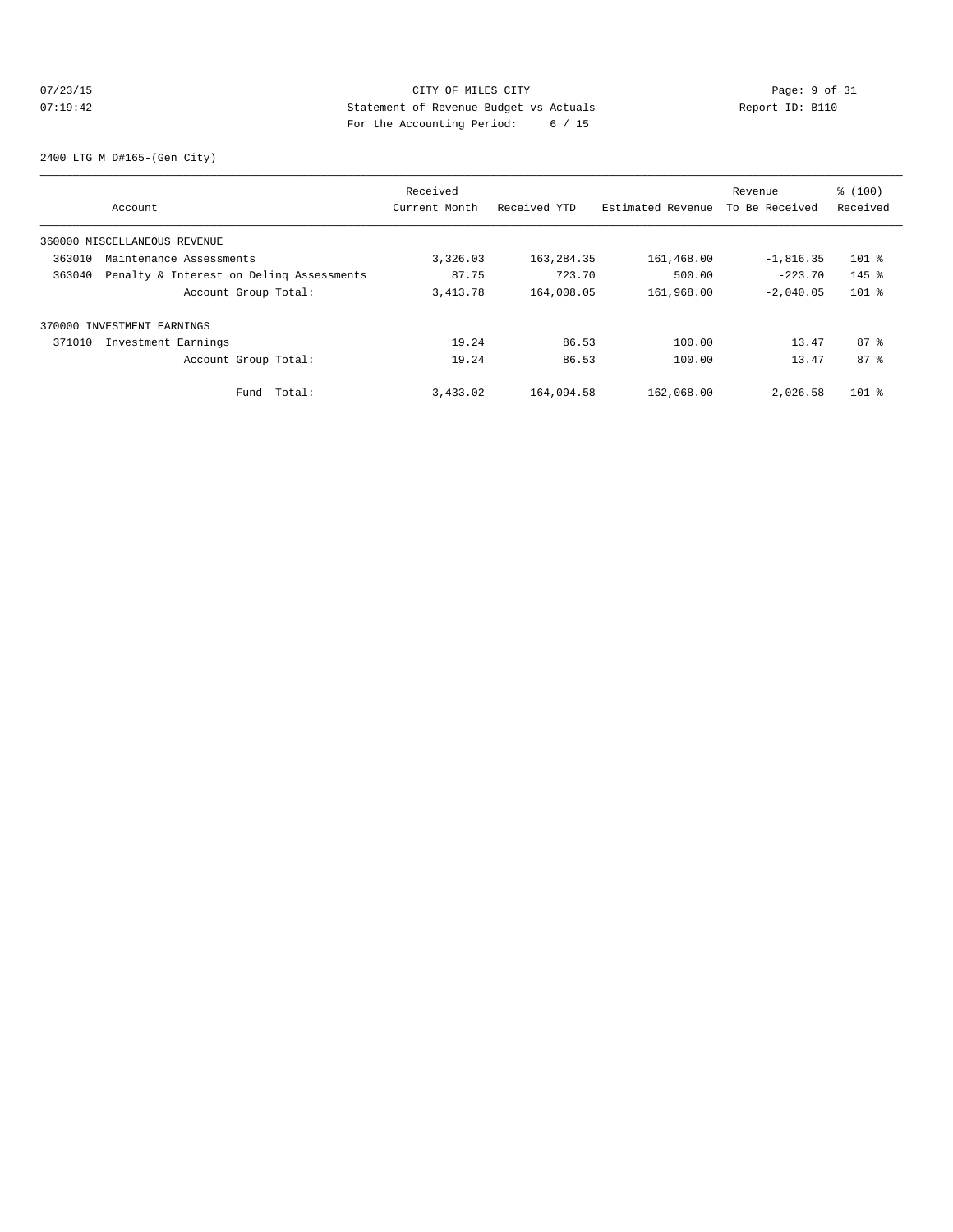CITY OF MILES CITY

Statement of Revenue Budget vs Actuals

For the Accounting Period: 6 / 15

07/23/15
07:19:42

Report ID: B110

2400 LTG M D#165-(Gen City)

| Account | Received Current Month | Received YTD | Estimated Revenue | Revenue To Be Received | % (100) Received |
|---|---|---|---|---|---|
| 360000 MISCELLANEOUS REVENUE | | | | | |
| 363010 Maintenance Assessments | 3,326.03 | 163,284.35 | 161,468.00 | -1,816.35 | 101 % |
| 363040 Penalty & Interest on Delinq Assessments | 87.75 | 723.70 | 500.00 | -223.70 | 145 % |
| Account Group Total: | 3,413.78 | 164,008.05 | 161,968.00 | -2,040.05 | 101 % |
| 370000 INVESTMENT EARNINGS | | | | | |
| 371010 Investment Earnings | 19.24 | 86.53 | 100.00 | 13.47 | 87 % |
| Account Group Total: | 19.24 | 86.53 | 100.00 | 13.47 | 87 % |
| Fund Total: | 3,433.02 | 164,094.58 | 162,068.00 | -2,026.58 | 101 % |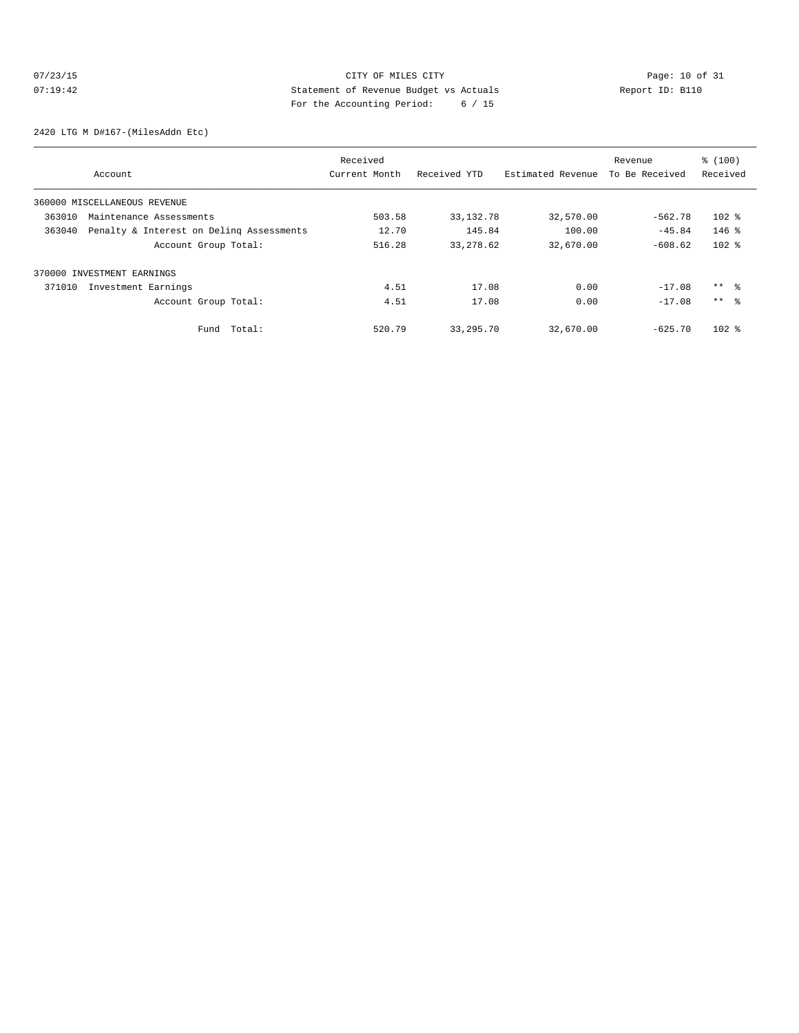CITY OF MILES CITY

Statement of Revenue Budget vs Actuals

For the Accounting Period: 6 / 15

07/23/15
07:19:42

Report ID: B110

2420 LTG M D#167-(MilesAddn Etc)

| Account | Received Current Month | Received YTD | Estimated Revenue | Revenue To Be Received | % (100) Received |
|---|---|---|---|---|---|
| 360000 MISCELLANEOUS REVENUE | | | | | |
| 363010 Maintenance Assessments | 503.58 | 33,132.78 | 32,570.00 | -562.78 | 102 % |
| 363040 Penalty & Interest on Delinq Assessments | 12.70 | 145.84 | 100.00 | -45.84 | 146 % |
| Account Group Total: | 516.28 | 33,278.62 | 32,670.00 | -608.62 | 102 % |
| 370000 INVESTMENT EARNINGS | | | | | |
| 371010 Investment Earnings | 4.51 | 17.08 | 0.00 | -17.08 | ** % |
| Account Group Total: | 4.51 | 17.08 | 0.00 | -17.08 | ** % |
| Fund Total: | 520.79 | 33,295.70 | 32,670.00 | -625.70 | 102 % |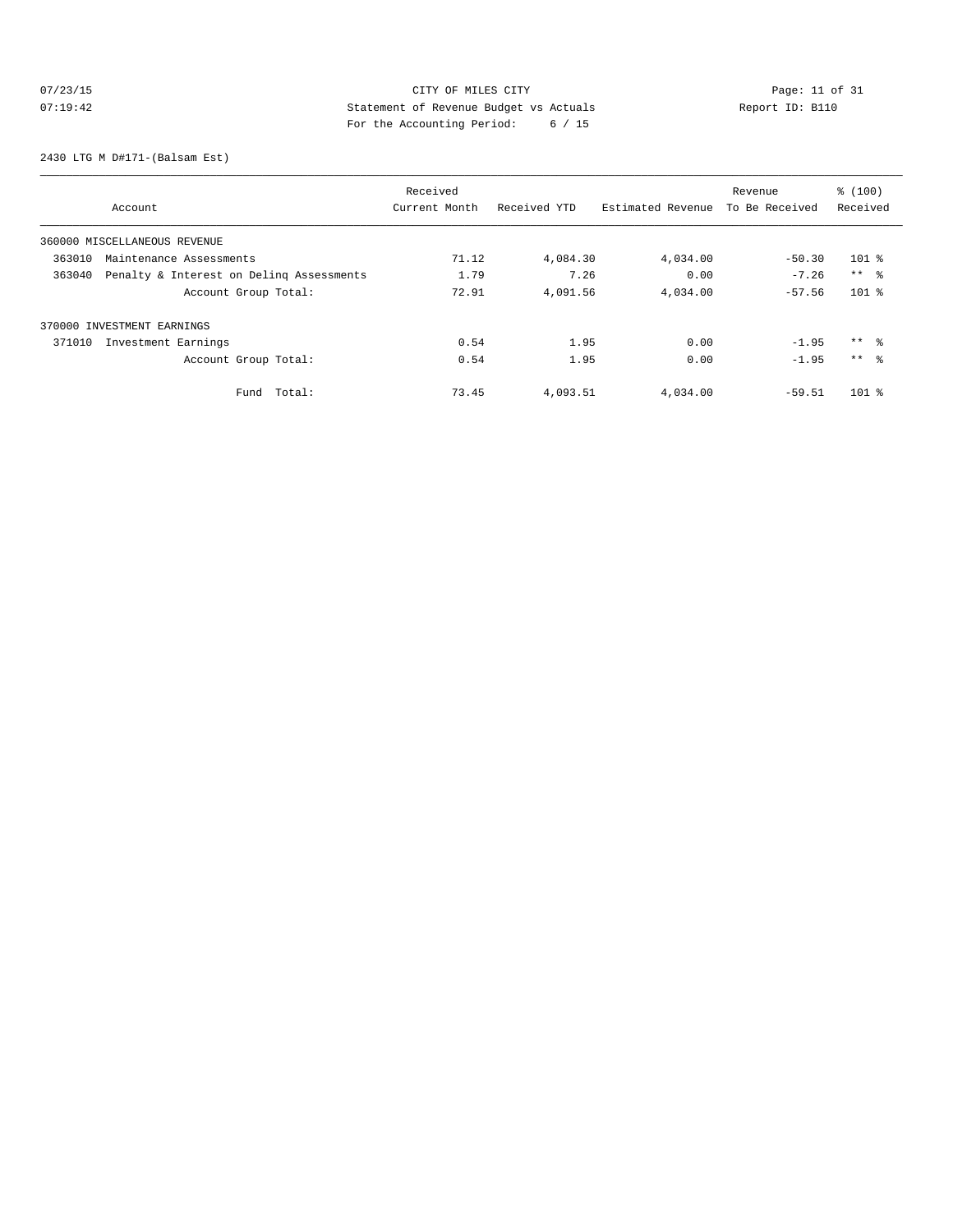CITY OF MILES CITY
Statement of Revenue Budget vs Actuals
For the Accounting Period: 6 / 15

07/23/15
07:19:42

Report ID: B110

2430 LTG M D#171-(Balsam Est)

| Account | Received Current Month | Received YTD | Estimated Revenue | Revenue To Be Received | % (100) Received |
|---|---|---|---|---|---|
| 360000 MISCELLANEOUS REVENUE | | | | | |
| 363010 Maintenance Assessments | 71.12 | 4,084.30 | 4,034.00 | -50.30 | 101 % |
| 363040 Penalty & Interest on Delinq Assessments | 1.79 | 7.26 | 0.00 | -7.26 | ** % |
| Account Group Total: | 72.91 | 4,091.56 | 4,034.00 | -57.56 | 101 % |
| 370000 INVESTMENT EARNINGS | | | | | |
| 371010 Investment Earnings | 0.54 | 1.95 | 0.00 | -1.95 | ** % |
| Account Group Total: | 0.54 | 1.95 | 0.00 | -1.95 | ** % |
| Fund Total: | 73.45 | 4,093.51 | 4,034.00 | -59.51 | 101 % |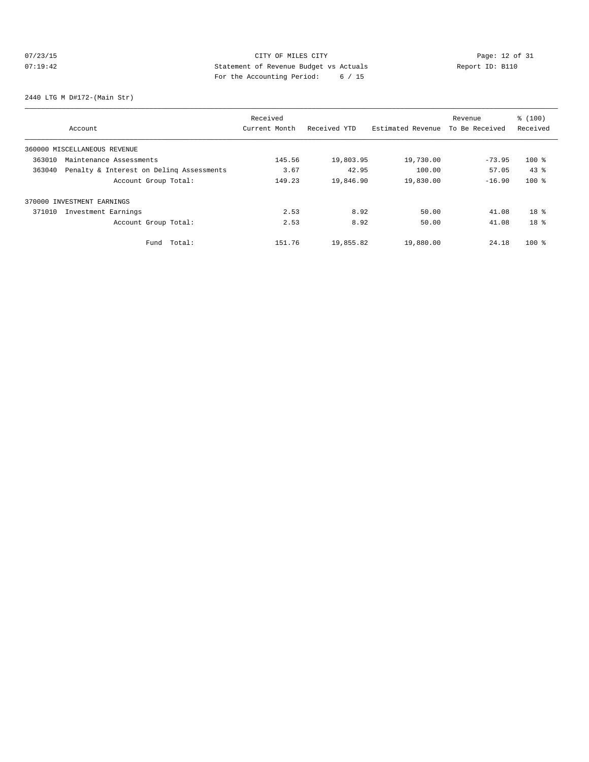CITY OF MILES CITY
Statement of Revenue Budget vs Actuals
For the Accounting Period: 6 / 15

07/23/15
07:19:42

Report ID: B110

2440 LTG M D#172-(Main Str)

| Account | Received Current Month | Received YTD | Estimated Revenue | Revenue To Be Received | % (100) Received |
|---|---|---|---|---|---|
| 360000 MISCELLANEOUS REVENUE | | | | | |
| 363010 Maintenance Assessments | 145.56 | 19,803.95 | 19,730.00 | -73.95 | 100 % |
| 363040 Penalty & Interest on Delinq Assessments | 3.67 | 42.95 | 100.00 | 57.05 | 43 % |
| Account Group Total: | 149.23 | 19,846.90 | 19,830.00 | -16.90 | 100 % |
| 370000 INVESTMENT EARNINGS | | | | | |
| 371010 Investment Earnings | 2.53 | 8.92 | 50.00 | 41.08 | 18 % |
| Account Group Total: | 2.53 | 8.92 | 50.00 | 41.08 | 18 % |
| Fund Total: | 151.76 | 19,855.82 | 19,880.00 | 24.18 | 100 % |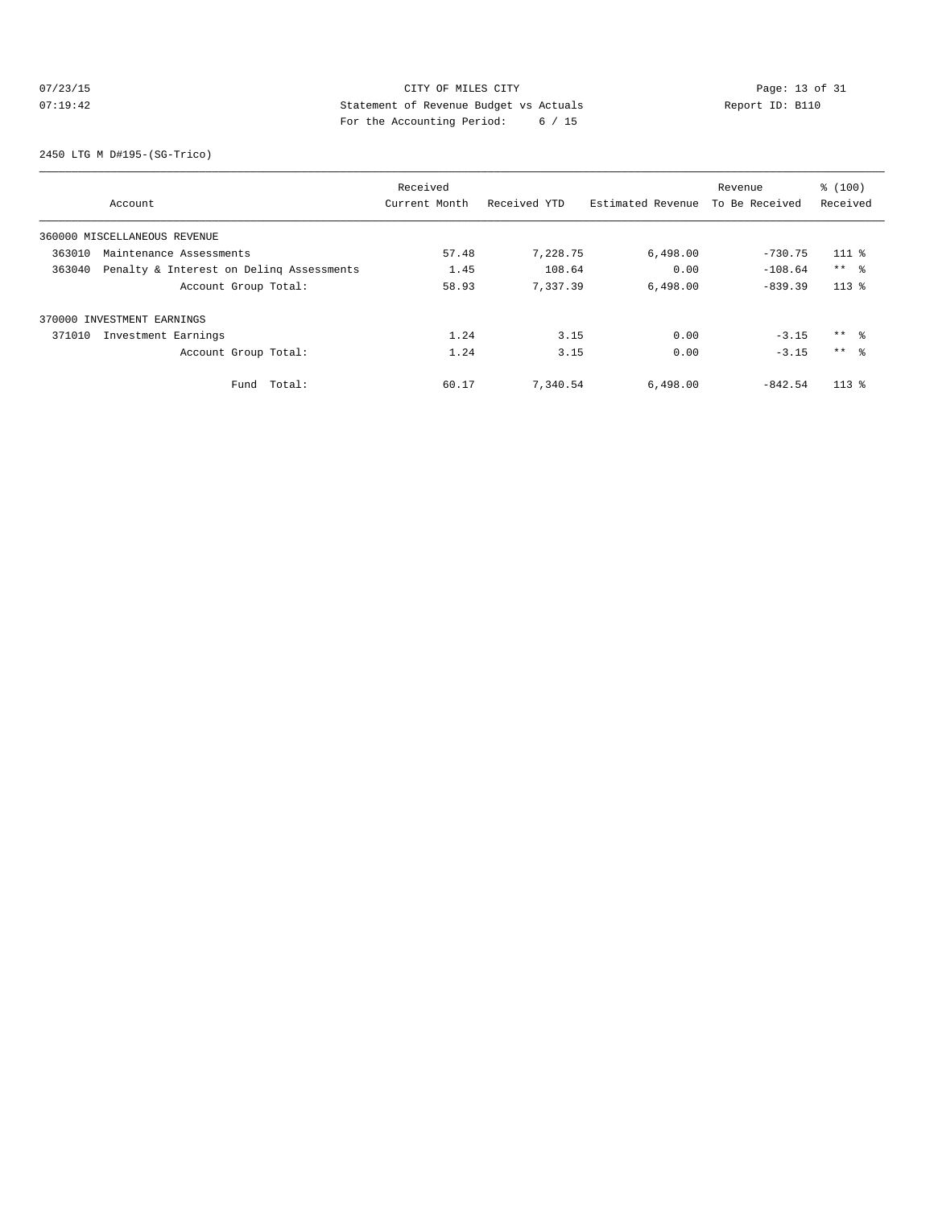CITY OF MILES CITY
Statement of Revenue Budget vs Actuals
For the Accounting Period: 6 / 15

07/23/15
07:19:42

Report ID: B110

2450 LTG M D#195-(SG-Trico)

| Account | Received Current Month | Received YTD | Estimated Revenue | Revenue To Be Received | % (100) Received |
|---|---|---|---|---|---|
| 360000 MISCELLANEOUS REVENUE | | | | | |
| 363010 Maintenance Assessments | 57.48 | 7,228.75 | 6,498.00 | -730.75 | 111 % |
| 363040 Penalty & Interest on Delinq Assessments | 1.45 | 108.64 | 0.00 | -108.64 | ** % |
| Account Group Total: | 58.93 | 7,337.39 | 6,498.00 | -839.39 | 113 % |
| 370000 INVESTMENT EARNINGS | | | | | |
| 371010 Investment Earnings | 1.24 | 3.15 | 0.00 | -3.15 | ** % |
| Account Group Total: | 1.24 | 3.15 | 0.00 | -3.15 | ** % |
| Fund Total: | 60.17 | 7,340.54 | 6,498.00 | -842.54 | 113 % |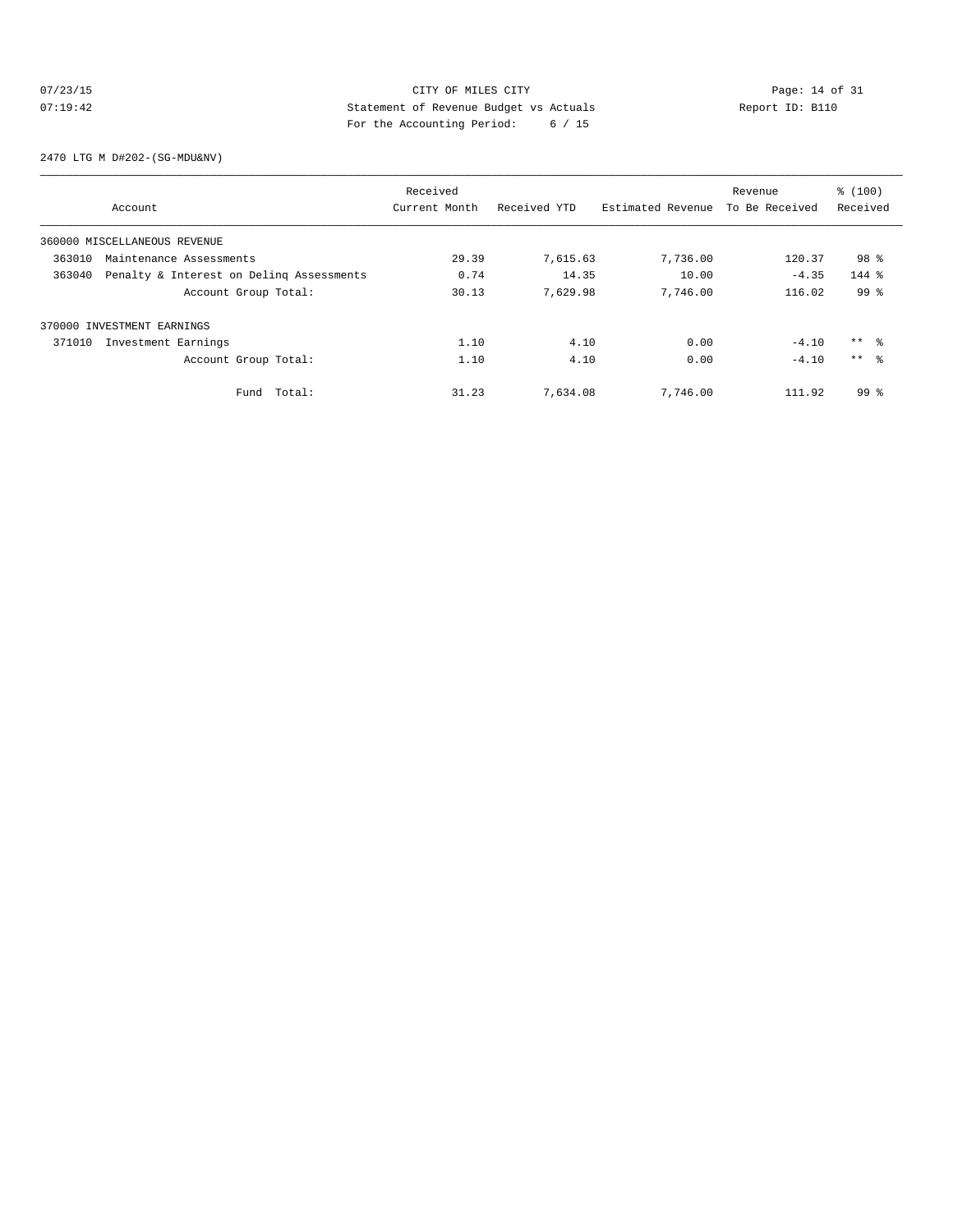07/23/15 CITY OF MILES CITY

07:19:42 Statement of Revenue Budget vs Actuals Report ID: B110

For the Accounting Period: 6 / 15

2470 LTG M D#202-(SG-MDU&NV)

| Account | Received Current Month | Received YTD | Estimated Revenue | Revenue To Be Received | % (100) Received |
|---|---|---|---|---|---|
| 360000 MISCELLANEOUS REVENUE | | | | | |
| 363010 Maintenance Assessments | 29.39 | 7,615.63 | 7,736.00 | 120.37 | 98 % |
| 363040 Penalty & Interest on Delinq Assessments | 0.74 | 14.35 | 10.00 | -4.35 | 144 % |
| Account Group Total: | 30.13 | 7,629.98 | 7,746.00 | 116.02 | 99 % |
| 370000 INVESTMENT EARNINGS | | | | | |
| 371010 Investment Earnings | 1.10 | 4.10 | 0.00 | -4.10 | ** % |
| Account Group Total: | 1.10 | 4.10 | 0.00 | -4.10 | ** % |
| Fund Total: | 31.23 | 7,634.08 | 7,746.00 | 111.92 | 99 % |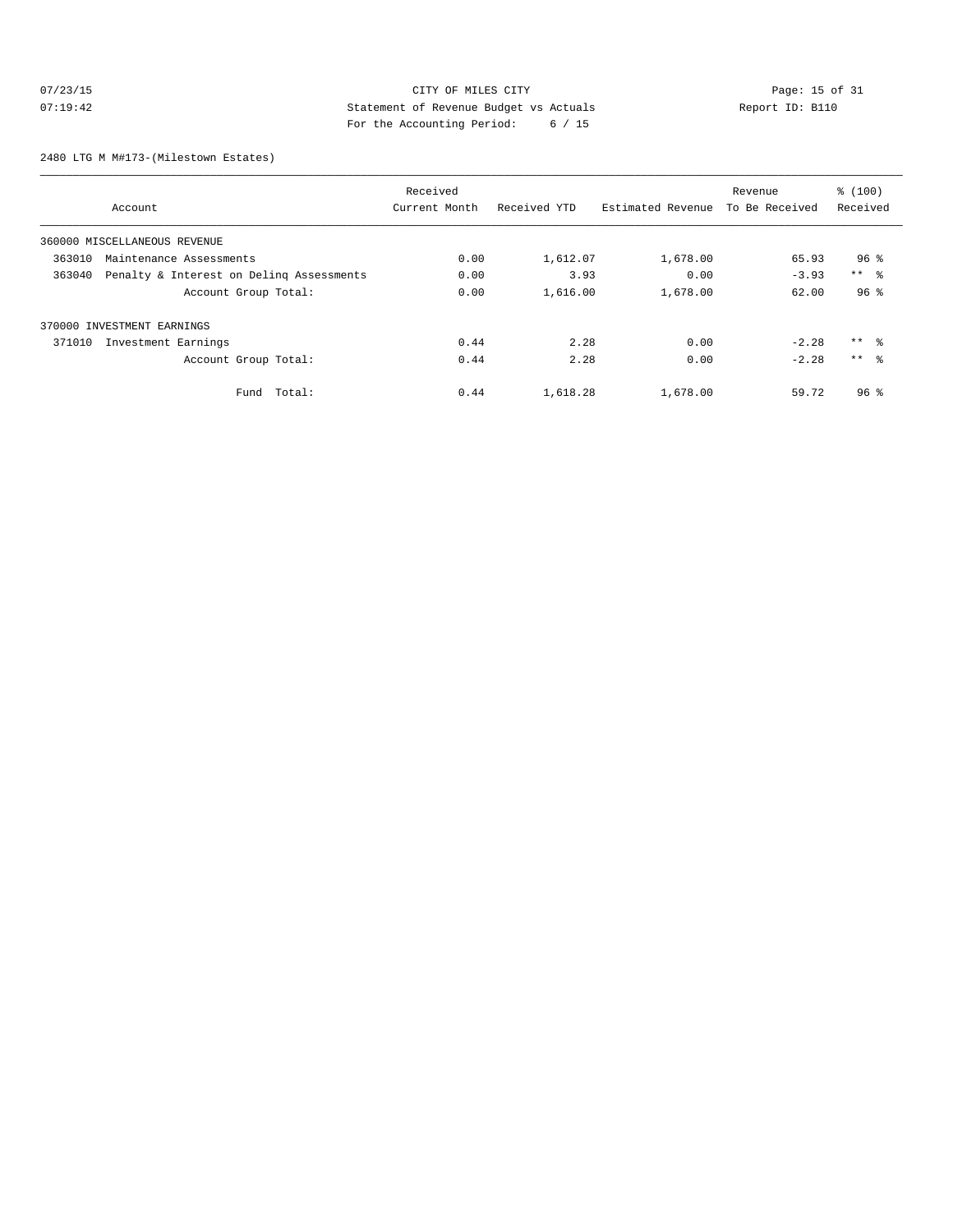CITY OF MILES CITY
Statement of Revenue Budget vs Actuals
For the Accounting Period: 6 / 15

07/23/15
07:19:42

Report ID: B110

2480 LTG M M#173-(Milestown Estates)

| Account | Received Current Month | Received YTD | Estimated Revenue | Revenue To Be Received | % (100) Received |
|---|---|---|---|---|---|
| 360000 MISCELLANEOUS REVENUE | | | | | |
| 363010 Maintenance Assessments | 0.00 | 1,612.07 | 1,678.00 | 65.93 | 96 % |
| 363040 Penalty & Interest on Delinq Assessments | 0.00 | 3.93 | 0.00 | -3.93 | ** % |
| Account Group Total: | 0.00 | 1,616.00 | 1,678.00 | 62.00 | 96 % |
| 370000 INVESTMENT EARNINGS | | | | | |
| 371010 Investment Earnings | 0.44 | 2.28 | 0.00 | -2.28 | ** % |
| Account Group Total: | 0.44 | 2.28 | 0.00 | -2.28 | ** % |
| Fund Total: | 0.44 | 1,618.28 | 1,678.00 | 59.72 | 96 % |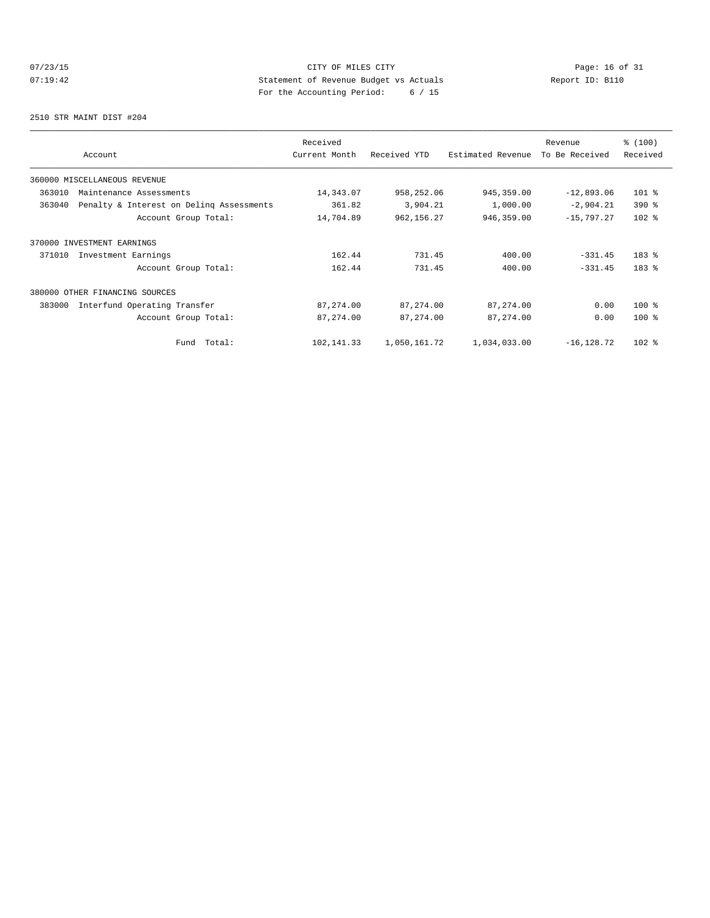CITY OF MILES CITY
Statement of Revenue Budget vs Actuals
For the Accounting Period: 6 / 15

07/23/15
07:19:42

Report ID: B110

2510 STR MAINT DIST #204

| Account | Received Current Month | Received YTD | Estimated Revenue | Revenue To Be Received | % (100) Received |
|---|---|---|---|---|---|
| 360000 MISCELLANEOUS REVENUE | | | | | |
| 363010 Maintenance Assessments | 14,343.07 | 958,252.06 | 945,359.00 | -12,893.06 | 101 % |
| 363040 Penalty & Interest on Delinq Assessments | 361.82 | 3,904.21 | 1,000.00 | -2,904.21 | 390 % |
| Account Group Total: | 14,704.89 | 962,156.27 | 946,359.00 | -15,797.27 | 102 % |
| 370000 INVESTMENT EARNINGS | | | | | |
| 371010 Investment Earnings | 162.44 | 731.45 | 400.00 | -331.45 | 183 % |
| Account Group Total: | 162.44 | 731.45 | 400.00 | -331.45 | 183 % |
| 380000 OTHER FINANCING SOURCES | | | | | |
| 383000 Interfund Operating Transfer | 87,274.00 | 87,274.00 | 87,274.00 | 0.00 | 100 % |
| Account Group Total: | 87,274.00 | 87,274.00 | 87,274.00 | 0.00 | 100 % |
| Fund Total: | 102,141.33 | 1,050,161.72 | 1,034,033.00 | -16,128.72 | 102 % |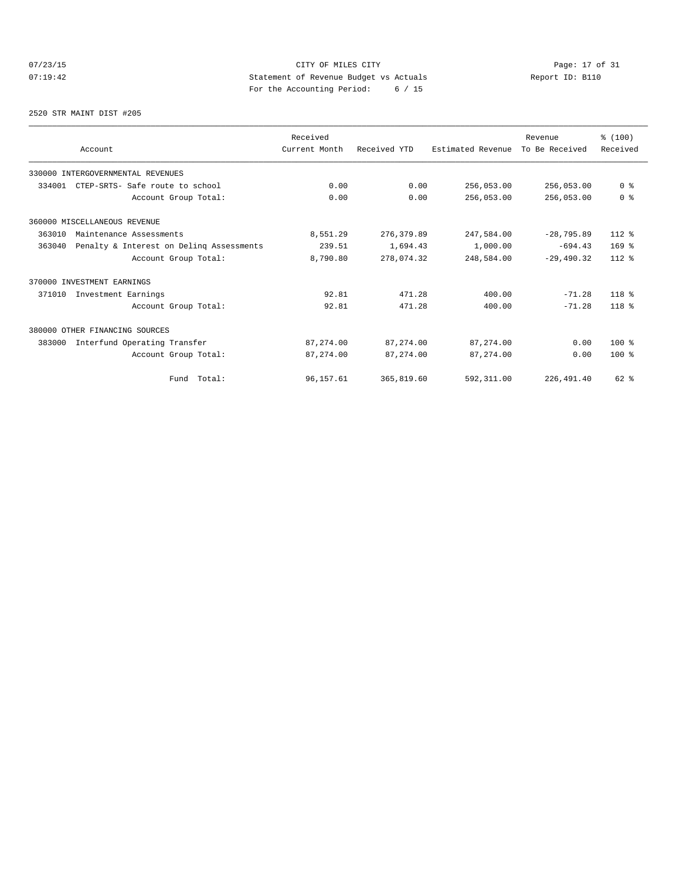CITY OF MILES CITY
Statement of Revenue Budget vs Actuals
For the Accounting Period: 6 / 15

07/23/15
07:19:42

Report ID: B110

2520 STR MAINT DIST #205

| Account | Received Current Month | Received YTD | Estimated Revenue | Revenue To Be Received | % (100) Received |
|---|---|---|---|---|---|
| 330000 INTERGOVERNMENTAL REVENUES | | | | | |
| 334001 CTEP-SRTS- Safe route to school | 0.00 | 0.00 | 256,053.00 | 256,053.00 | 0 % |
| Account Group Total: | 0.00 | 0.00 | 256,053.00 | 256,053.00 | 0 % |
| 360000 MISCELLANEOUS REVENUE | | | | | |
| 363010 Maintenance Assessments | 8,551.29 | 276,379.89 | 247,584.00 | -28,795.89 | 112 % |
| 363040 Penalty & Interest on Delinq Assessments | 239.51 | 1,694.43 | 1,000.00 | -694.43 | 169 % |
| Account Group Total: | 8,790.80 | 278,074.32 | 248,584.00 | -29,490.32 | 112 % |
| 370000 INVESTMENT EARNINGS | | | | | |
| 371010 Investment Earnings | 92.81 | 471.28 | 400.00 | -71.28 | 118 % |
| Account Group Total: | 92.81 | 471.28 | 400.00 | -71.28 | 118 % |
| 380000 OTHER FINANCING SOURCES | | | | | |
| 383000 Interfund Operating Transfer | 87,274.00 | 87,274.00 | 87,274.00 | 0.00 | 100 % |
| Account Group Total: | 87,274.00 | 87,274.00 | 87,274.00 | 0.00 | 100 % |
| Fund Total: | 96,157.61 | 365,819.60 | 592,311.00 | 226,491.40 | 62 % |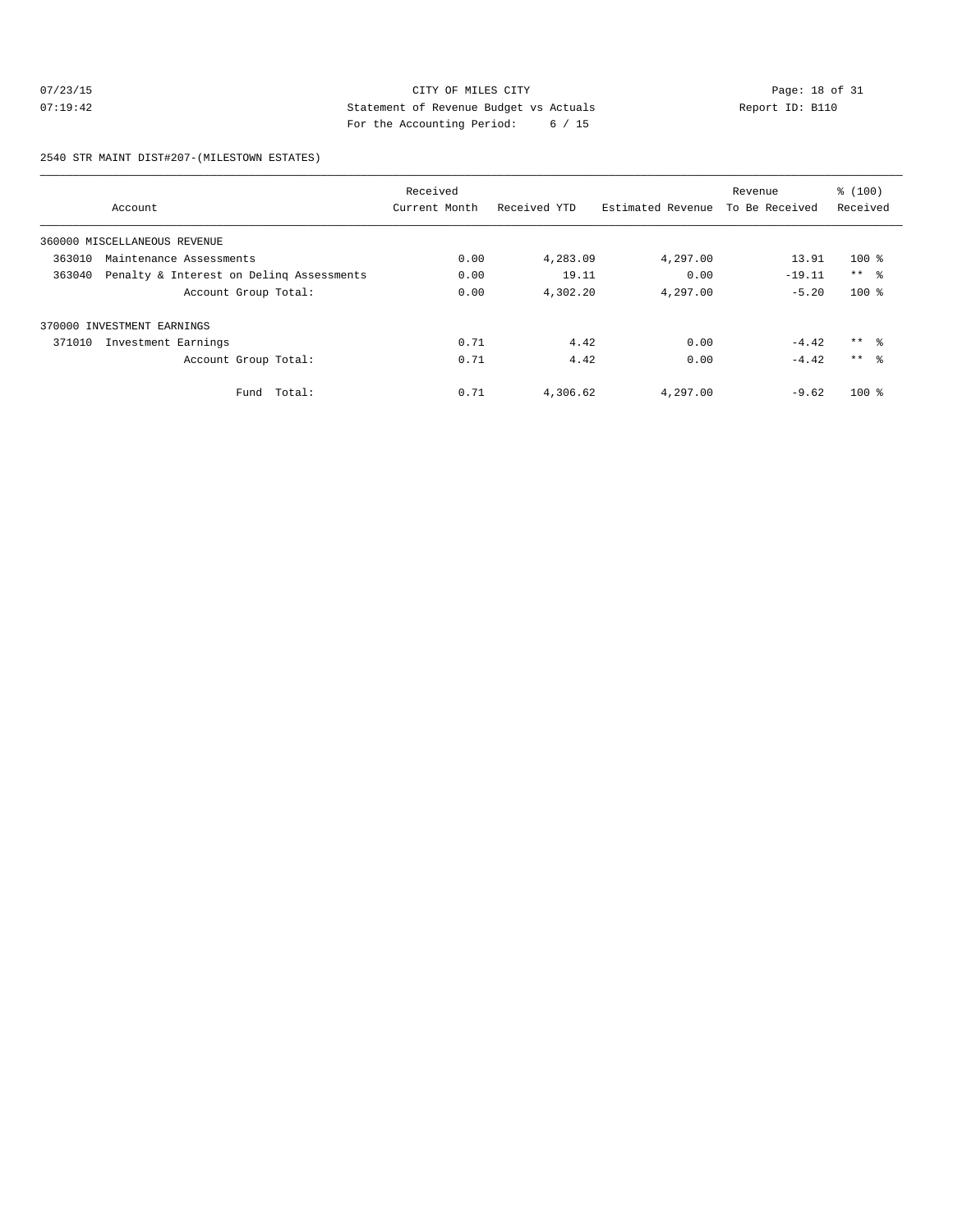CITY OF MILES CITY
Statement of Revenue Budget vs Actuals
For the Accounting Period: 6 / 15

07/23/15
07:19:42

Report ID: B110

2540 STR MAINT DIST#207-(MILESTOWN ESTATES)

| Account | Received Current Month | Received YTD | Estimated Revenue | Revenue To Be Received | % (100) Received |
|---|---|---|---|---|---|
| 360000 MISCELLANEOUS REVENUE | | | | | |
| 363010 Maintenance Assessments | 0.00 | 4,283.09 | 4,297.00 | 13.91 | 100 % |
| 363040 Penalty & Interest on Delinq Assessments | 0.00 | 19.11 | 0.00 | -19.11 | ** % |
| Account Group Total: | 0.00 | 4,302.20 | 4,297.00 | -5.20 | 100 % |
| 370000 INVESTMENT EARNINGS | | | | | |
| 371010 Investment Earnings | 0.71 | 4.42 | 0.00 | -4.42 | ** % |
| Account Group Total: | 0.71 | 4.42 | 0.00 | -4.42 | ** % |
| Fund Total: | 0.71 | 4,306.62 | 4,297.00 | -9.62 | 100 % |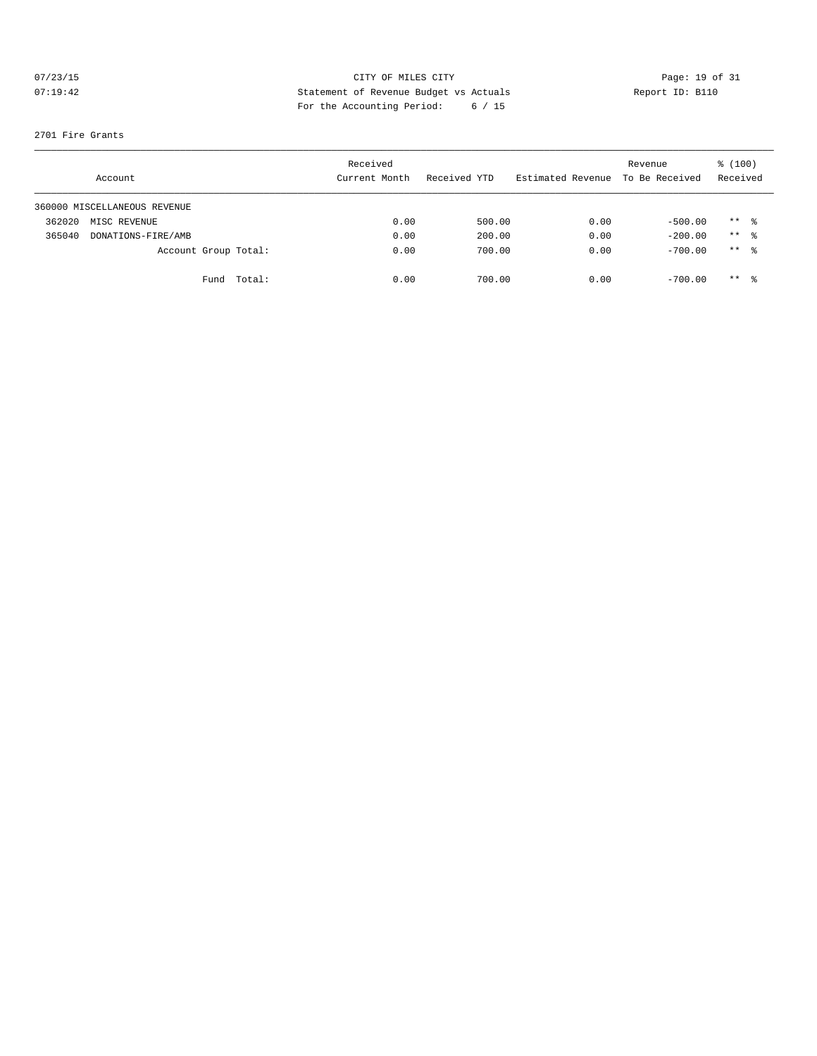CITY OF MILES CITY
Statement of Revenue Budget vs Actuals
For the Accounting Period: 6 / 15

07/23/15
07:19:42

Report ID: B110

2701 Fire Grants

| Account | Received Current Month | Received YTD | Estimated Revenue | Revenue To Be Received | % (100) Received |
|---|---|---|---|---|---|
| 360000 MISCELLANEOUS REVENUE | | | | | |
| 362020 MISC REVENUE | 0.00 | 500.00 | 0.00 | -500.00 | ** % |
| 365040 DONATIONS-FIRE/AMB | 0.00 | 200.00 | 0.00 | -200.00 | ** % |
| Account Group Total: | 0.00 | 700.00 | 0.00 | -700.00 | ** % |
| Fund Total: | 0.00 | 700.00 | 0.00 | -700.00 | ** % |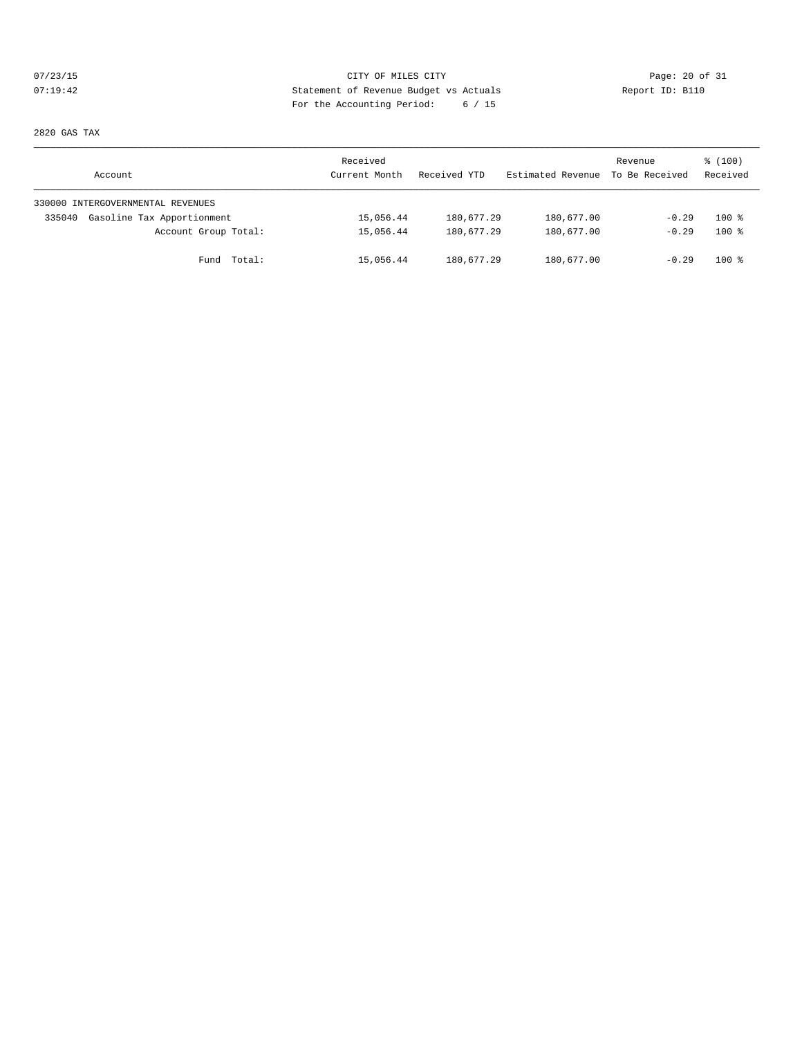CITY OF MILES CITY

Statement of Revenue Budget vs Actuals

For the Accounting Period: 6 / 15

07/23/15 07:19:42 Report ID: B110

2820 GAS TAX

| Account | Received Current Month | Received YTD | Estimated Revenue | Revenue To Be Received | % (100) Received |
|---|---|---|---|---|---|
| 330000 INTERGOVERNMENTAL REVENUES | | | | | |
| 335040 Gasoline Tax Apportionment | 15,056.44 | 180,677.29 | 180,677.00 | -0.29 | 100 % |
| Account Group Total: | 15,056.44 | 180,677.29 | 180,677.00 | -0.29 | 100 % |
| Fund Total: | 15,056.44 | 180,677.29 | 180,677.00 | -0.29 | 100 % |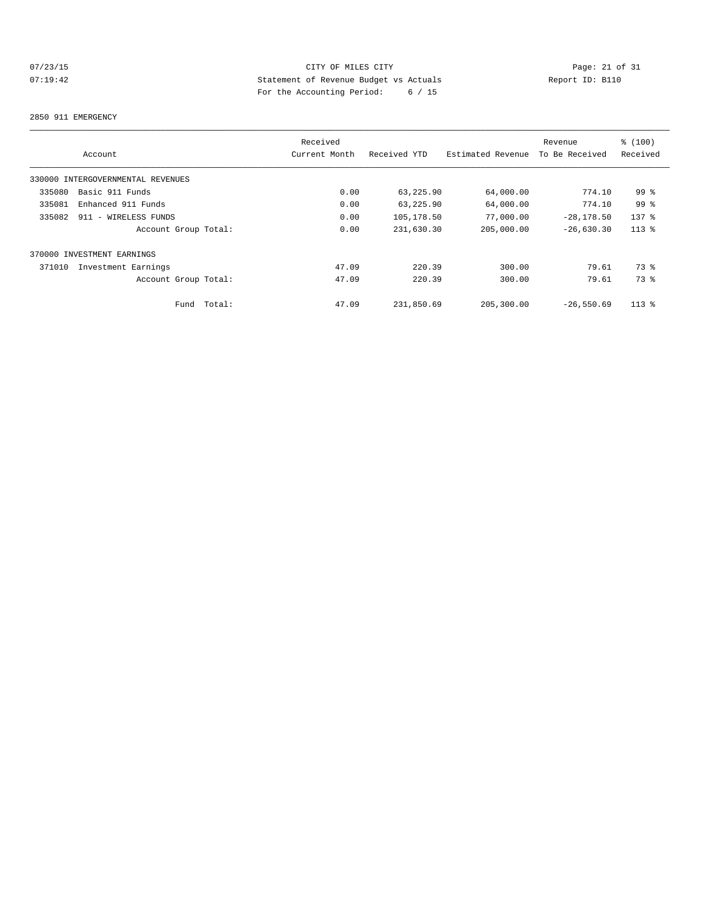CITY OF MILES CITY
Statement of Revenue Budget vs Actuals
For the Accounting Period: 6 / 15

07/23/15
07:19:42

Report ID: B110

2850 911 EMERGENCY

| Account | Received Current Month | Received YTD | Estimated Revenue | Revenue To Be Received | % (100) Received |
|---|---|---|---|---|---|
| 330000 INTERGOVERNMENTAL REVENUES | | | | | |
| 335080 Basic 911 Funds | 0.00 | 63,225.90 | 64,000.00 | 774.10 | 99 % |
| 335081 Enhanced 911 Funds | 0.00 | 63,225.90 | 64,000.00 | 774.10 | 99 % |
| 335082 911 - WIRELESS FUNDS | 0.00 | 105,178.50 | 77,000.00 | -28,178.50 | 137 % |
| Account Group Total: | 0.00 | 231,630.30 | 205,000.00 | -26,630.30 | 113 % |
| 370000 INVESTMENT EARNINGS | | | | | |
| 371010 Investment Earnings | 47.09 | 220.39 | 300.00 | 79.61 | 73 % |
| Account Group Total: | 47.09 | 220.39 | 300.00 | 79.61 | 73 % |
| Fund Total: | 47.09 | 231,850.69 | 205,300.00 | -26,550.69 | 113 % |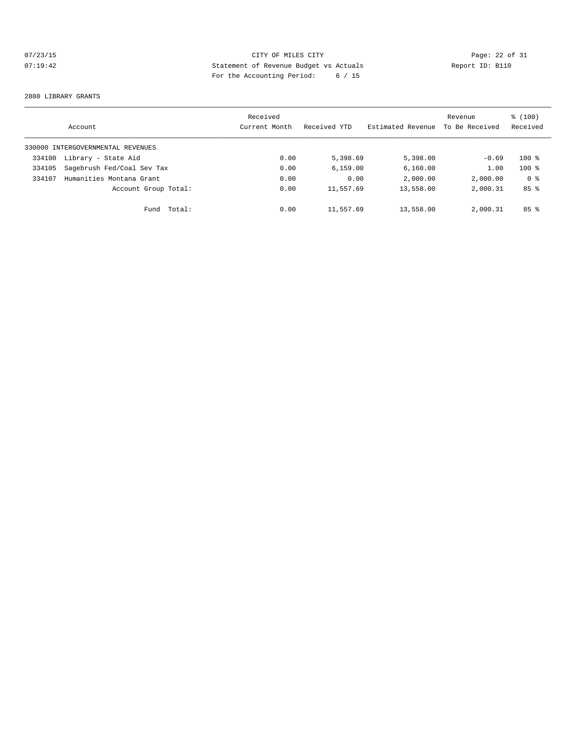CITY OF MILES CITY

Statement of Revenue Budget vs Actuals

For the Accounting Period: 6 / 15

07/23/15 07:19:42 Report ID: B110

2880 LIBRARY GRANTS

| Account | Received Current Month | Received YTD | Estimated Revenue | Revenue To Be Received | % (100) Received |
|---|---|---|---|---|---|
| 330000 INTERGOVERNMENTAL REVENUES | | | | | |
| 334100 Library - State Aid | 0.00 | 5,398.69 | 5,398.00 | -0.69 | 100 % |
| 334105 Sagebrush Fed/Coal Sev Tax | 0.00 | 6,159.00 | 6,160.00 | 1.00 | 100 % |
| 334107 Humanities Montana Grant | 0.00 | 0.00 | 2,000.00 | 2,000.00 | 0 % |
| Account Group Total: | 0.00 | 11,557.69 | 13,558.00 | 2,000.31 | 85 % |
| Fund Total: | 0.00 | 11,557.69 | 13,558.00 | 2,000.31 | 85 % |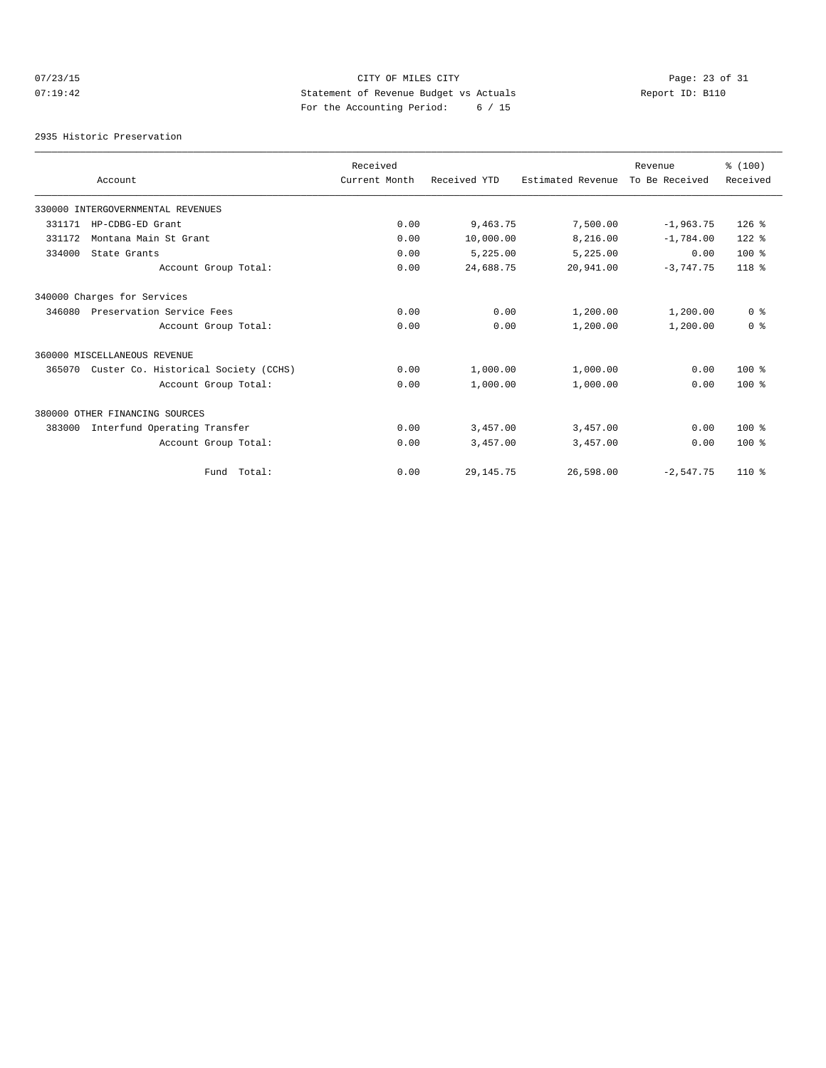07/23/15 CITY OF MILES CITY
07:19:42 Statement of Revenue Budget vs Actuals Report ID: B110
For the Accounting Period: 6 / 15

2935 Historic Preservation

| Account | Received Current Month | Received YTD | Estimated Revenue | Revenue To Be Received | % (100) Received |
|---|---|---|---|---|---|
| 330000 INTERGOVERNMENTAL REVENUES | | | | | |
| 331171 HP-CDBG-ED Grant | 0.00 | 9,463.75 | 7,500.00 | -1,963.75 | 126 % |
| 331172 Montana Main St Grant | 0.00 | 10,000.00 | 8,216.00 | -1,784.00 | 122 % |
| 334000 State Grants | 0.00 | 5,225.00 | 5,225.00 | 0.00 | 100 % |
| Account Group Total: | 0.00 | 24,688.75 | 20,941.00 | -3,747.75 | 118 % |
| 340000 Charges for Services | | | | | |
| 346080 Preservation Service Fees | 0.00 | 0.00 | 1,200.00 | 1,200.00 | 0 % |
| Account Group Total: | 0.00 | 0.00 | 1,200.00 | 1,200.00 | 0 % |
| 360000 MISCELLANEOUS REVENUE | | | | | |
| 365070 Custer Co. Historical Society (CCHS) | 0.00 | 1,000.00 | 1,000.00 | 0.00 | 100 % |
| Account Group Total: | 0.00 | 1,000.00 | 1,000.00 | 0.00 | 100 % |
| 380000 OTHER FINANCING SOURCES | | | | | |
| 383000 Interfund Operating Transfer | 0.00 | 3,457.00 | 3,457.00 | 0.00 | 100 % |
| Account Group Total: | 0.00 | 3,457.00 | 3,457.00 | 0.00 | 100 % |
| Fund Total: | 0.00 | 29,145.75 | 26,598.00 | -2,547.75 | 110 % |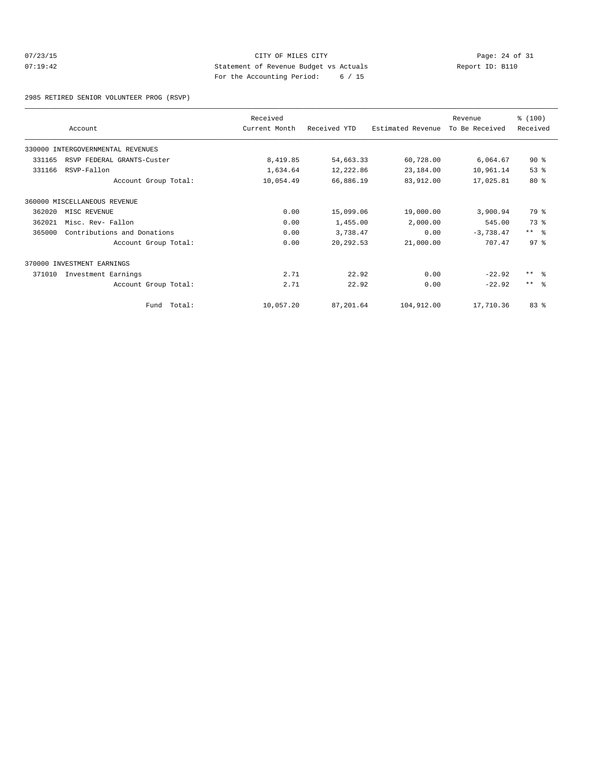CITY OF MILES CITY
Statement of Revenue Budget vs Actuals
For the Accounting Period: 6 / 15

07/23/15
07:19:42

Report ID: B110

2985 RETIRED SENIOR VOLUNTEER PROG (RSVP)

| Account | Received Current Month | Received YTD | Estimated Revenue | Revenue To Be Received | % (100) Received |
|---|---|---|---|---|---|
| 330000 INTERGOVERNMENTAL REVENUES | | | | | |
| 331165 RSVP FEDERAL GRANTS-Custer | 8,419.85 | 54,663.33 | 60,728.00 | 6,064.67 | 90 % |
| 331166 RSVP-Fallon | 1,634.64 | 12,222.86 | 23,184.00 | 10,961.14 | 53 % |
| Account Group Total: | 10,054.49 | 66,886.19 | 83,912.00 | 17,025.81 | 80 % |
| 360000 MISCELLANEOUS REVENUE | | | | | |
| 362020 MISC REVENUE | 0.00 | 15,099.06 | 19,000.00 | 3,900.94 | 79 % |
| 362021 Misc. Rev- Fallon | 0.00 | 1,455.00 | 2,000.00 | 545.00 | 73 % |
| 365000 Contributions and Donations | 0.00 | 3,738.47 | 0.00 | -3,738.47 | ** % |
| Account Group Total: | 0.00 | 20,292.53 | 21,000.00 | 707.47 | 97 % |
| 370000 INVESTMENT EARNINGS | | | | | |
| 371010 Investment Earnings | 2.71 | 22.92 | 0.00 | -22.92 | ** % |
| Account Group Total: | 2.71 | 22.92 | 0.00 | -22.92 | ** % |
| Fund Total: | 10,057.20 | 87,201.64 | 104,912.00 | 17,710.36 | 83 % |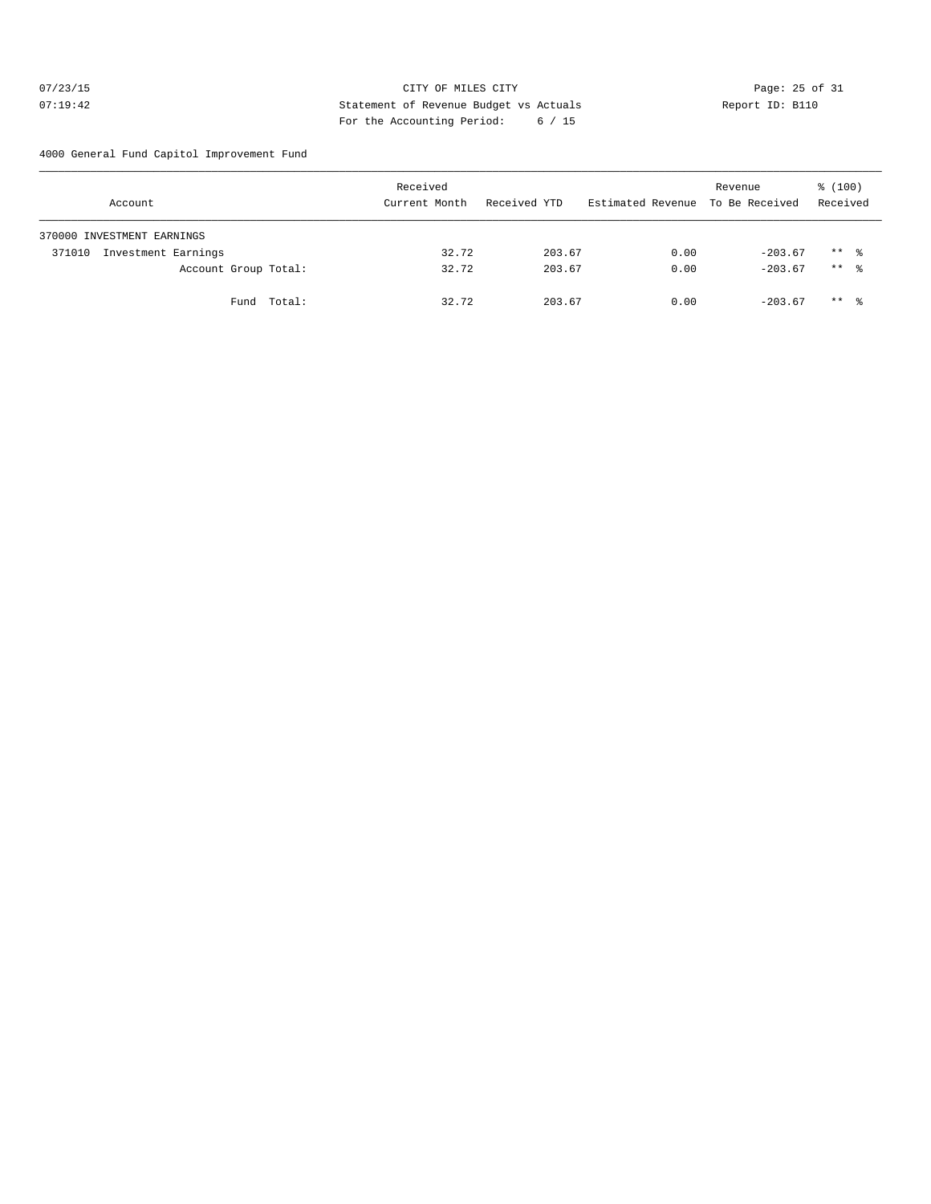CITY OF MILES CITY

Statement of Revenue Budget vs Actuals

For the Accounting Period: 6 / 15

07/23/15
07:19:42

Report ID: B110

4000 General Fund Capitol Improvement Fund

| Account | Received Current Month | Received YTD | Estimated Revenue | Revenue To Be Received | % (100) Received |
|---|---|---|---|---|---|
| 370000 INVESTMENT EARNINGS | | | | | |
| 371010 Investment Earnings | 32.72 | 203.67 | 0.00 | -203.67 | ** % |
| Account Group Total: | 32.72 | 203.67 | 0.00 | -203.67 | ** % |
| Fund Total: | 32.72 | 203.67 | 0.00 | -203.67 | ** % |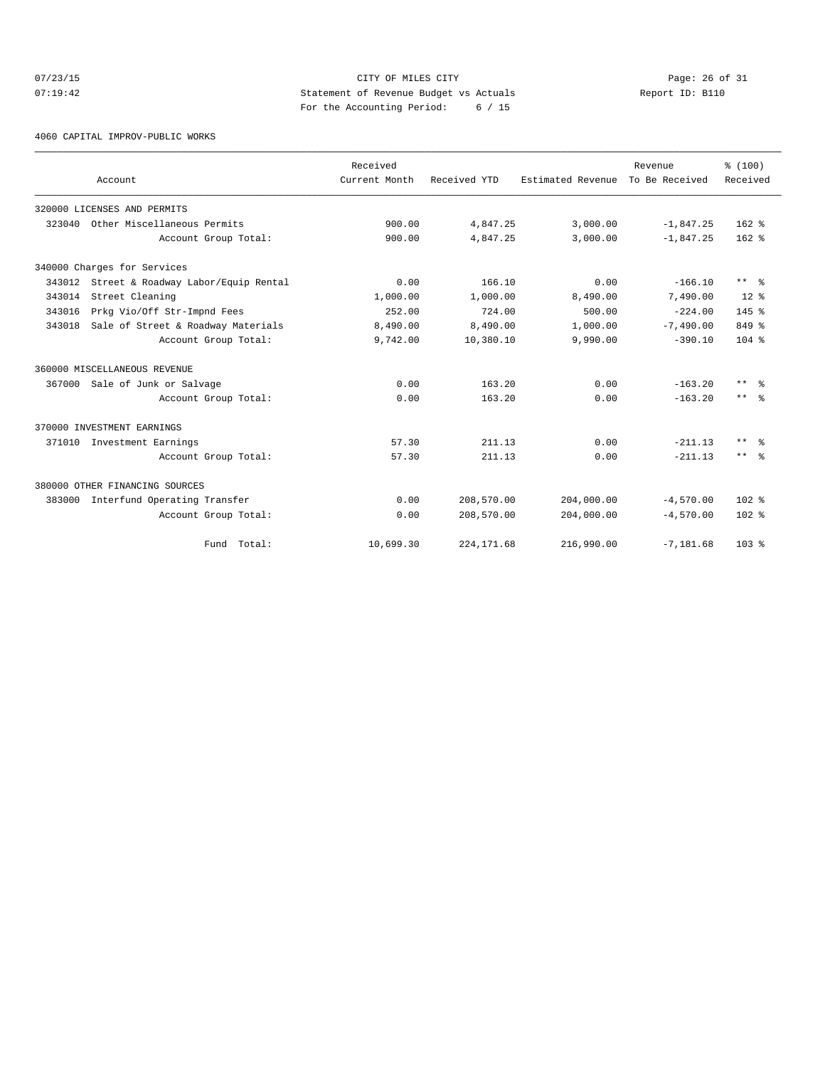CITY OF MILES CITY
Statement of Revenue Budget vs Actuals
For the Accounting Period: 6 / 15

07/23/15
07:19:42

Report ID: B110

4060 CAPITAL IMPROV-PUBLIC WORKS

| Account | Received Current Month | Received YTD | Estimated Revenue | Revenue To Be Received | % (100) Received |
|---|---|---|---|---|---|
| 320000 LICENSES AND PERMITS | | | | | |
| 323040 Other Miscellaneous Permits | 900.00 | 4,847.25 | 3,000.00 | -1,847.25 | 162 % |
| Account Group Total: | 900.00 | 4,847.25 | 3,000.00 | -1,847.25 | 162 % |
| 340000 Charges for Services | | | | | |
| 343012 Street & Roadway Labor/Equip Rental | 0.00 | 166.10 | 0.00 | -166.10 | ** % |
| 343014 Street Cleaning | 1,000.00 | 1,000.00 | 8,490.00 | 7,490.00 | 12 % |
| 343016 Prkg Vio/Off Str-Impnd Fees | 252.00 | 724.00 | 500.00 | -224.00 | 145 % |
| 343018 Sale of Street & Roadway Materials | 8,490.00 | 8,490.00 | 1,000.00 | -7,490.00 | 849 % |
| Account Group Total: | 9,742.00 | 10,380.10 | 9,990.00 | -390.10 | 104 % |
| 360000 MISCELLANEOUS REVENUE | | | | | |
| 367000 Sale of Junk or Salvage | 0.00 | 163.20 | 0.00 | -163.20 | ** % |
| Account Group Total: | 0.00 | 163.20 | 0.00 | -163.20 | ** % |
| 370000 INVESTMENT EARNINGS | | | | | |
| 371010 Investment Earnings | 57.30 | 211.13 | 0.00 | -211.13 | ** % |
| Account Group Total: | 57.30 | 211.13 | 0.00 | -211.13 | ** % |
| 380000 OTHER FINANCING SOURCES | | | | | |
| 383000 Interfund Operating Transfer | 0.00 | 208,570.00 | 204,000.00 | -4,570.00 | 102 % |
| Account Group Total: | 0.00 | 208,570.00 | 204,000.00 | -4,570.00 | 102 % |
| Fund Total: | 10,699.30 | 224,171.68 | 216,990.00 | -7,181.68 | 103 % |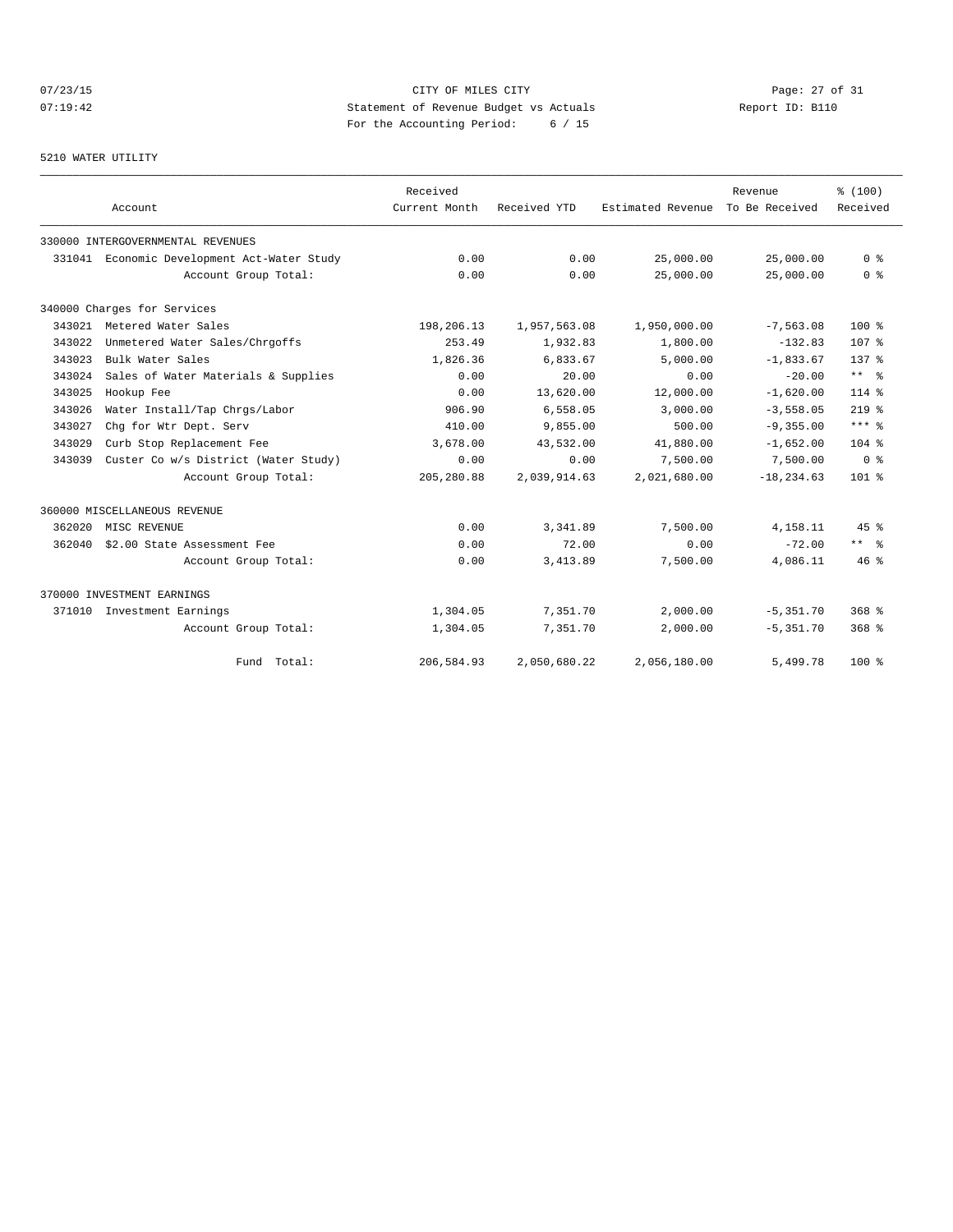CITY OF MILES CITY
Statement of Revenue Budget vs Actuals
For the Accounting Period: 6 / 15

07/23/15
07:19:42

Report ID: B110

5210 WATER UTILITY

| Account | Received Current Month | Received YTD | Estimated Revenue | Revenue To Be Received | % (100) Received |
|---|---|---|---|---|---|
| 330000 INTERGOVERNMENTAL REVENUES | | | | | |
| 331041 Economic Development Act-Water Study | 0.00 | 0.00 | 25,000.00 | 25,000.00 | 0 % |
| Account Group Total: | 0.00 | 0.00 | 25,000.00 | 25,000.00 | 0 % |
| 340000 Charges for Services | | | | | |
| 343021 Metered Water Sales | 198,206.13 | 1,957,563.08 | 1,950,000.00 | -7,563.08 | 100 % |
| 343022 Unmetered Water Sales/Chrgoffs | 253.49 | 1,932.83 | 1,800.00 | -132.83 | 107 % |
| 343023 Bulk Water Sales | 1,826.36 | 6,833.67 | 5,000.00 | -1,833.67 | 137 % |
| 343024 Sales of Water Materials & Supplies | 0.00 | 20.00 | 0.00 | -20.00 | ** % |
| 343025 Hookup Fee | 0.00 | 13,620.00 | 12,000.00 | -1,620.00 | 114 % |
| 343026 Water Install/Tap Chrgs/Labor | 906.90 | 6,558.05 | 3,000.00 | -3,558.05 | 219 % |
| 343027 Chg for Wtr Dept. Serv | 410.00 | 9,855.00 | 500.00 | -9,355.00 | *** % |
| 343029 Curb Stop Replacement Fee | 3,678.00 | 43,532.00 | 41,880.00 | -1,652.00 | 104 % |
| 343039 Custer Co w/s District (Water Study) | 0.00 | 0.00 | 7,500.00 | 7,500.00 | 0 % |
| Account Group Total: | 205,280.88 | 2,039,914.63 | 2,021,680.00 | -18,234.63 | 101 % |
| 360000 MISCELLANEOUS REVENUE | | | | | |
| 362020 MISC REVENUE | 0.00 | 3,341.89 | 7,500.00 | 4,158.11 | 45 % |
| 362040 $2.00 State Assessment Fee | 0.00 | 72.00 | 0.00 | -72.00 | ** % |
| Account Group Total: | 0.00 | 3,413.89 | 7,500.00 | 4,086.11 | 46 % |
| 370000 INVESTMENT EARNINGS | | | | | |
| 371010 Investment Earnings | 1,304.05 | 7,351.70 | 2,000.00 | -5,351.70 | 368 % |
| Account Group Total: | 1,304.05 | 7,351.70 | 2,000.00 | -5,351.70 | 368 % |
| Fund Total: | 206,584.93 | 2,050,680.22 | 2,056,180.00 | 5,499.78 | 100 % |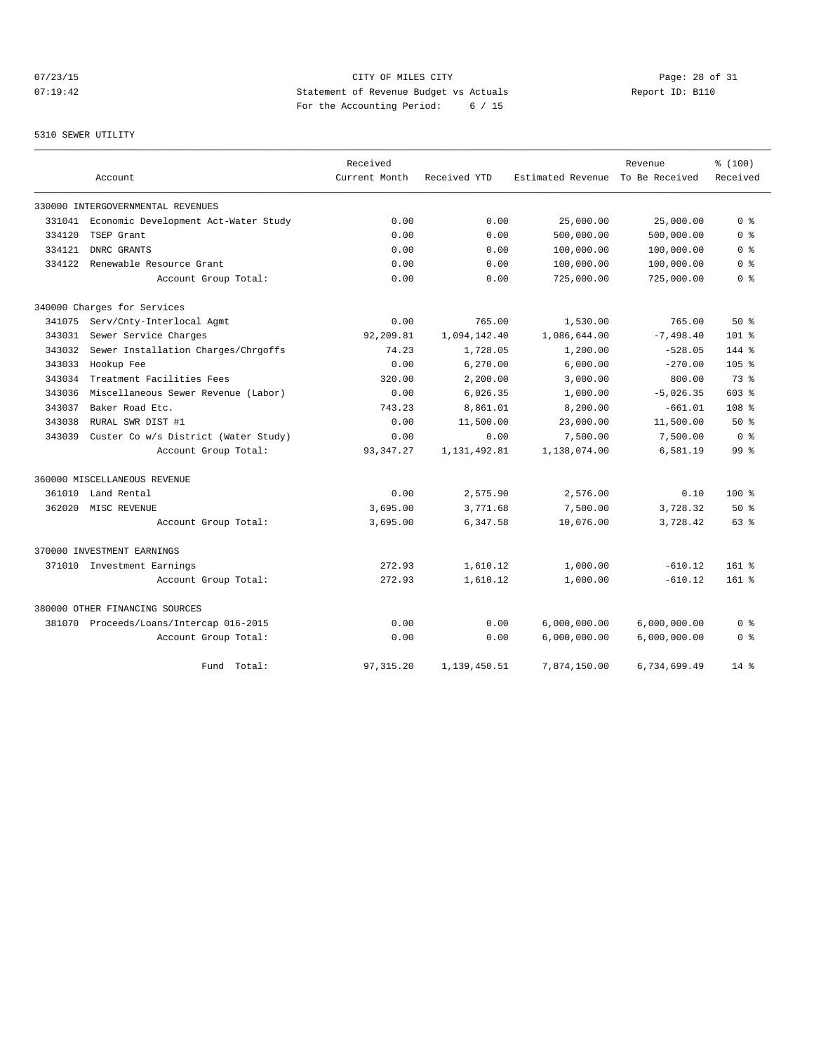CITY OF MILES CITY
Statement of Revenue Budget vs Actuals
For the Accounting Period: 6 / 15

07/23/15
07:19:42

Report ID: B110

5310 SEWER UTILITY

| Account | | Received Current Month | Received YTD | Estimated Revenue | Revenue To Be Received | % (100) Received |
|---|---|---|---|---|---|---|
| 330000 INTERGOVERNMENTAL REVENUES | | | | | | |
| 331041 | Economic Development Act-Water Study | 0.00 | 0.00 | 25,000.00 | 25,000.00 | 0 % |
| 334120 | TSEP Grant | 0.00 | 0.00 | 500,000.00 | 500,000.00 | 0 % |
| 334121 | DNRC GRANTS | 0.00 | 0.00 | 100,000.00 | 100,000.00 | 0 % |
| 334122 | Renewable Resource Grant | 0.00 | 0.00 | 100,000.00 | 100,000.00 | 0 % |
| | Account Group Total: | 0.00 | 0.00 | 725,000.00 | 725,000.00 | 0 % |
| 340000 Charges for Services | | | | | | |
| 341075 | Serv/Cnty-Interlocal Agmt | 0.00 | 765.00 | 1,530.00 | 765.00 | 50 % |
| 343031 | Sewer Service Charges | 92,209.81 | 1,094,142.40 | 1,086,644.00 | -7,498.40 | 101 % |
| 343032 | Sewer Installation Charges/Chrgoffs | 74.23 | 1,728.05 | 1,200.00 | -528.05 | 144 % |
| 343033 | Hookup Fee | 0.00 | 6,270.00 | 6,000.00 | -270.00 | 105 % |
| 343034 | Treatment Facilities Fees | 320.00 | 2,200.00 | 3,000.00 | 800.00 | 73 % |
| 343036 | Miscellaneous Sewer Revenue (Labor) | 0.00 | 6,026.35 | 1,000.00 | -5,026.35 | 603 % |
| 343037 | Baker Road Etc. | 743.23 | 8,861.01 | 8,200.00 | -661.01 | 108 % |
| 343038 | RURAL SWR DIST #1 | 0.00 | 11,500.00 | 23,000.00 | 11,500.00 | 50 % |
| 343039 | Custer Co w/s District (Water Study) | 0.00 | 0.00 | 7,500.00 | 7,500.00 | 0 % |
| | Account Group Total: | 93,347.27 | 1,131,492.81 | 1,138,074.00 | 6,581.19 | 99 % |
| 360000 MISCELLANEOUS REVENUE | | | | | | |
| 361010 | Land Rental | 0.00 | 2,575.90 | 2,576.00 | 0.10 | 100 % |
| 362020 | MISC REVENUE | 3,695.00 | 3,771.68 | 7,500.00 | 3,728.32 | 50 % |
| | Account Group Total: | 3,695.00 | 6,347.58 | 10,076.00 | 3,728.42 | 63 % |
| 370000 INVESTMENT EARNINGS | | | | | | |
| 371010 | Investment Earnings | 272.93 | 1,610.12 | 1,000.00 | -610.12 | 161 % |
| | Account Group Total: | 272.93 | 1,610.12 | 1,000.00 | -610.12 | 161 % |
| 380000 OTHER FINANCING SOURCES | | | | | | |
| 381070 | Proceeds/Loans/Intercap 016-2015 | 0.00 | 0.00 | 6,000,000.00 | 6,000,000.00 | 0 % |
| | Account Group Total: | 0.00 | 0.00 | 6,000,000.00 | 6,000,000.00 | 0 % |
| | Fund Total: | 97,315.20 | 1,139,450.51 | 7,874,150.00 | 6,734,699.49 | 14 % |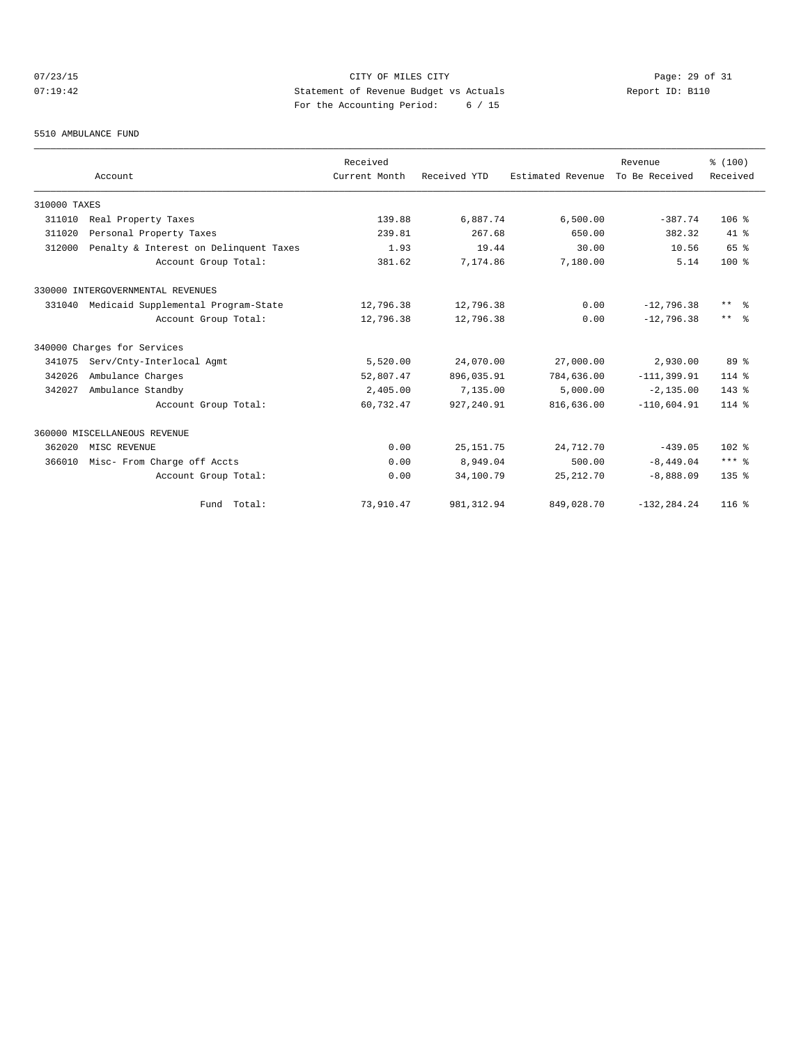# CITY OF MILES CITY

Statement of Revenue Budget vs Actuals

For the Accounting Period: 6 / 15

07/23/15 07:19:42 — Report ID: B110

## 5510 AMBULANCE FUND

| Account | Received Current Month | Received YTD | Estimated Revenue | Revenue To Be Received | % (100) Received |
|---|---|---|---|---|---|
| **310000 TAXES** | | | | | |
| 311010 Real Property Taxes | 139.88 | 6,887.74 | 6,500.00 | -387.74 | 106 % |
| 311020 Personal Property Taxes | 239.81 | 267.68 | 650.00 | 382.32 | 41 % |
| 312000 Penalty & Interest on Delinquent Taxes | 1.93 | 19.44 | 30.00 | 10.56 | 65 % |
| Account Group Total: | 381.62 | 7,174.86 | 7,180.00 | 5.14 | 100 % |
| **330000 INTERGOVERNMENTAL REVENUES** | | | | | |
| 331040 Medicaid Supplemental Program-State | 12,796.38 | 12,796.38 | 0.00 | -12,796.38 | ** % |
| Account Group Total: | 12,796.38 | 12,796.38 | 0.00 | -12,796.38 | ** % |
| **340000 Charges for Services** | | | | | |
| 341075 Serv/Cnty-Interlocal Agmt | 5,520.00 | 24,070.00 | 27,000.00 | 2,930.00 | 89 % |
| 342026 Ambulance Charges | 52,807.47 | 896,035.91 | 784,636.00 | -111,399.91 | 114 % |
| 342027 Ambulance Standby | 2,405.00 | 7,135.00 | 5,000.00 | -2,135.00 | 143 % |
| Account Group Total: | 60,732.47 | 927,240.91 | 816,636.00 | -110,604.91 | 114 % |
| **360000 MISCELLANEOUS REVENUE** | | | | | |
| 362020 MISC REVENUE | 0.00 | 25,151.75 | 24,712.70 | -439.05 | 102 % |
| 366010 Misc- From Charge off Accts | 0.00 | 8,949.04 | 500.00 | -8,449.04 | *** % |
| Account Group Total: | 0.00 | 34,100.79 | 25,212.70 | -8,888.09 | 135 % |
| Fund Total: | 73,910.47 | 981,312.94 | 849,028.70 | -132,284.24 | 116 % |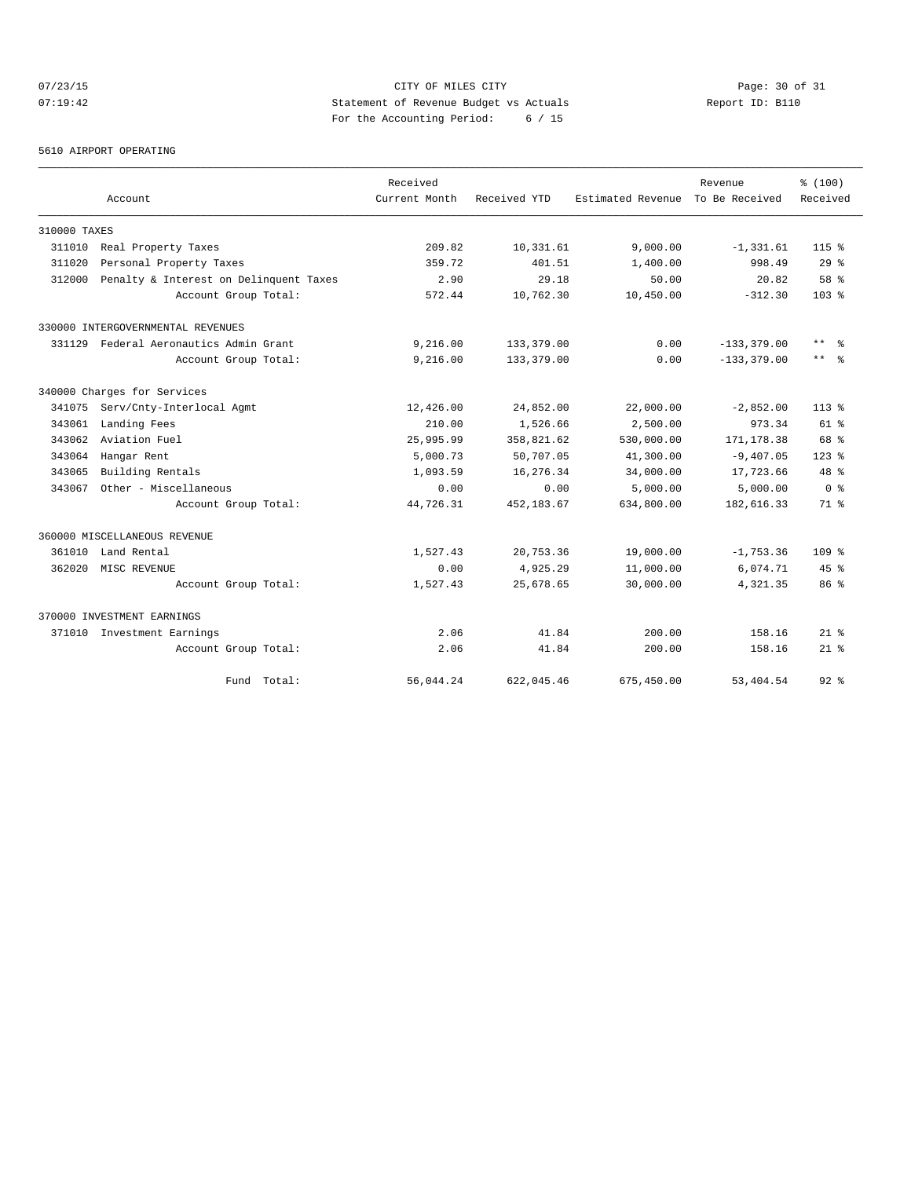CITY OF MILES CITY

Statement of Revenue Budget vs Actuals

For the Accounting Period: 6 / 15

07/23/15 07:19:42

Report ID: B110

5610 AIRPORT OPERATING

| Account | Received Current Month | Received YTD | Estimated Revenue | Revenue To Be Received | % (100) Received |
|---|---|---|---|---|---|
| 310000 TAXES | | | | | |
| 311010 Real Property Taxes | 209.82 | 10,331.61 | 9,000.00 | -1,331.61 | 115 % |
| 311020 Personal Property Taxes | 359.72 | 401.51 | 1,400.00 | 998.49 | 29 % |
| 312000 Penalty & Interest on Delinquent Taxes | 2.90 | 29.18 | 50.00 | 20.82 | 58 % |
| Account Group Total: | 572.44 | 10,762.30 | 10,450.00 | -312.30 | 103 % |
| 330000 INTERGOVERNMENTAL REVENUES | | | | | |
| 331129 Federal Aeronautics Admin Grant | 9,216.00 | 133,379.00 | 0.00 | -133,379.00 | ** % |
| Account Group Total: | 9,216.00 | 133,379.00 | 0.00 | -133,379.00 | ** % |
| 340000 Charges for Services | | | | | |
| 341075 Serv/Cnty-Interlocal Agmt | 12,426.00 | 24,852.00 | 22,000.00 | -2,852.00 | 113 % |
| 343061 Landing Fees | 210.00 | 1,526.66 | 2,500.00 | 973.34 | 61 % |
| 343062 Aviation Fuel | 25,995.99 | 358,821.62 | 530,000.00 | 171,178.38 | 68 % |
| 343064 Hangar Rent | 5,000.73 | 50,707.05 | 41,300.00 | -9,407.05 | 123 % |
| 343065 Building Rentals | 1,093.59 | 16,276.34 | 34,000.00 | 17,723.66 | 48 % |
| 343067 Other - Miscellaneous | 0.00 | 0.00 | 5,000.00 | 5,000.00 | 0 % |
| Account Group Total: | 44,726.31 | 452,183.67 | 634,800.00 | 182,616.33 | 71 % |
| 360000 MISCELLANEOUS REVENUE | | | | | |
| 361010 Land Rental | 1,527.43 | 20,753.36 | 19,000.00 | -1,753.36 | 109 % |
| 362020 MISC REVENUE | 0.00 | 4,925.29 | 11,000.00 | 6,074.71 | 45 % |
| Account Group Total: | 1,527.43 | 25,678.65 | 30,000.00 | 4,321.35 | 86 % |
| 370000 INVESTMENT EARNINGS | | | | | |
| 371010 Investment Earnings | 2.06 | 41.84 | 200.00 | 158.16 | 21 % |
| Account Group Total: | 2.06 | 41.84 | 200.00 | 158.16 | 21 % |
| Fund Total: | 56,044.24 | 622,045.46 | 675,450.00 | 53,404.54 | 92 % |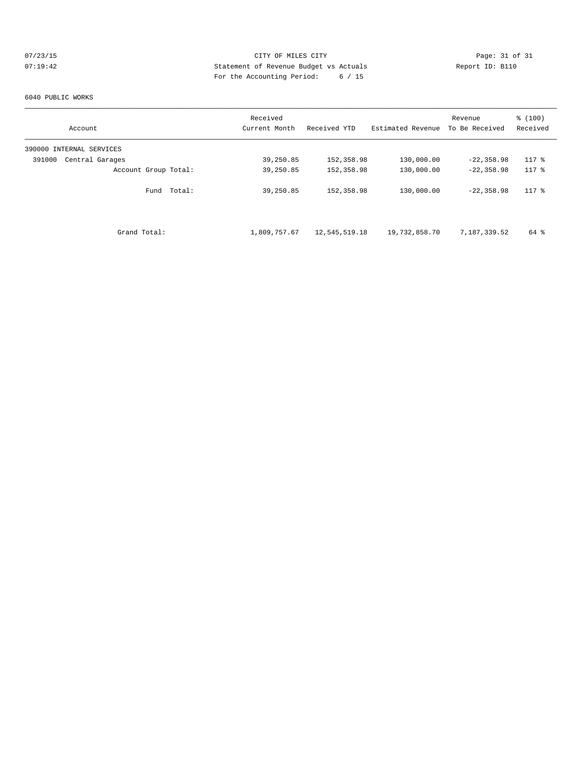CITY OF MILES CITY
Statement of Revenue Budget vs Actuals
For the Accounting Period: 6 / 15

07/23/15
07:19:42

Report ID: B110

6040 PUBLIC WORKS

| Account | Received Current Month | Received YTD | Estimated Revenue | Revenue To Be Received | % (100) Received |
|---|---|---|---|---|---|
| 390000 INTERNAL SERVICES | | | | | |
| 391000 Central Garages | 39,250.85 | 152,358.98 | 130,000.00 | -22,358.98 | 117 % |
| Account Group Total: | 39,250.85 | 152,358.98 | 130,000.00 | -22,358.98 | 117 % |
| Fund Total: | 39,250.85 | 152,358.98 | 130,000.00 | -22,358.98 | 117 % |
| Grand Total: | 1,809,757.67 | 12,545,519.18 | 19,732,858.70 | 7,187,339.52 | 64 % |